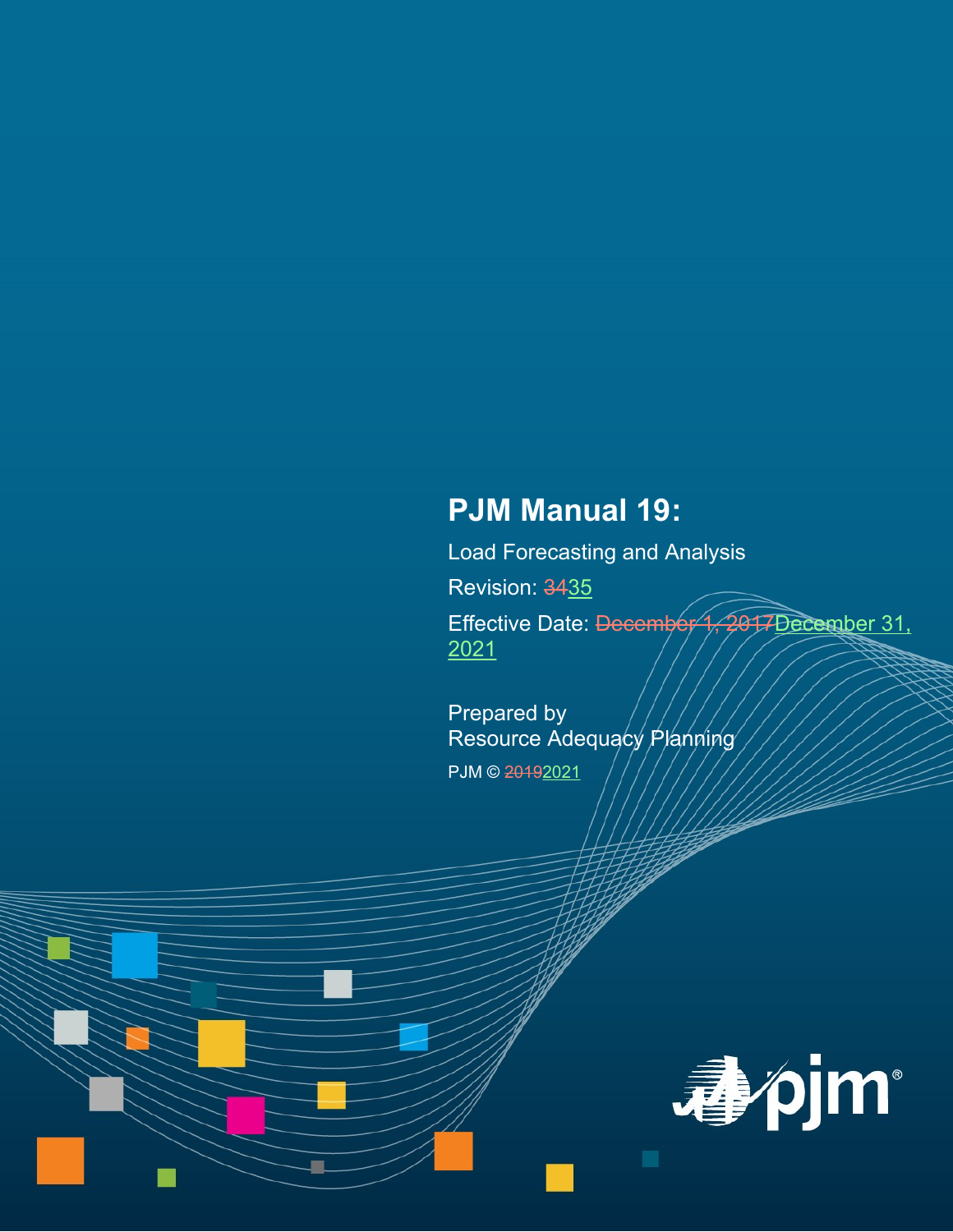# PJM Manual 19:

Load Forecasting and Analysis

Revision: ~~34~~35

Effective Date: ~~December 1, 2017~~December 31, 2021

Prepared by
Resource Adequacy Planning

PJM © ~~2019~~2021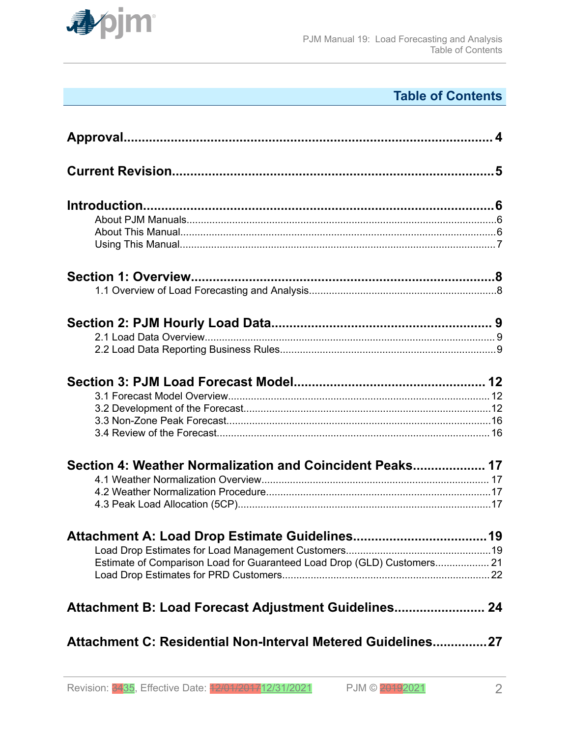# Table of Contents

**Approval....................................................................................................4**

**Current Revision......................................................................................5**

**Introduction...............................................................................................6**

- About PJM Manuals.......................................................................................6
- About This Manual.........................................................................................6
- Using This Manual.........................................................................................7

**Section 1: Overview..................................................................................8**

- 1.1 Overview of Load Forecasting and Analysis..............................................8

**Section 2: PJM Hourly Load Data.............................................................9**

- 2.1 Load Data Overview....................................................................................9
- 2.2 Load Data Reporting Business Rules.........................................................9

**Section 3: PJM Load Forecast Model......................................................12**

- 3.1 Forecast Model Overview..........................................................................12
- 3.2 Development of the Forecast.....................................................................12
- 3.3 Non-Zone Peak Forecast...........................................................................16
- 3.4 Review of the Forecast..............................................................................16

**Section 4: Weather Normalization and Coincident Peaks....................17**

- 4.1 Weather Normalization Overview...............................................................17
- 4.2 Weather Normalization Procedure.............................................................17
- 4.3 Peak Load Allocation (5CP).......................................................................17

**Attachment A: Load Drop Estimate Guidelines.....................................19**

- Load Drop Estimates for Load Management Customers...............................19
- Estimate of Comparison Load for Guaranteed Load Drop (GLD) Customers...21
- Load Drop Estimates for PRD Customers......................................................22

**Attachment B: Load Forecast Adjustment Guidelines...........................24**

**Attachment C: Residential Non-Interval Metered Guidelines...............27**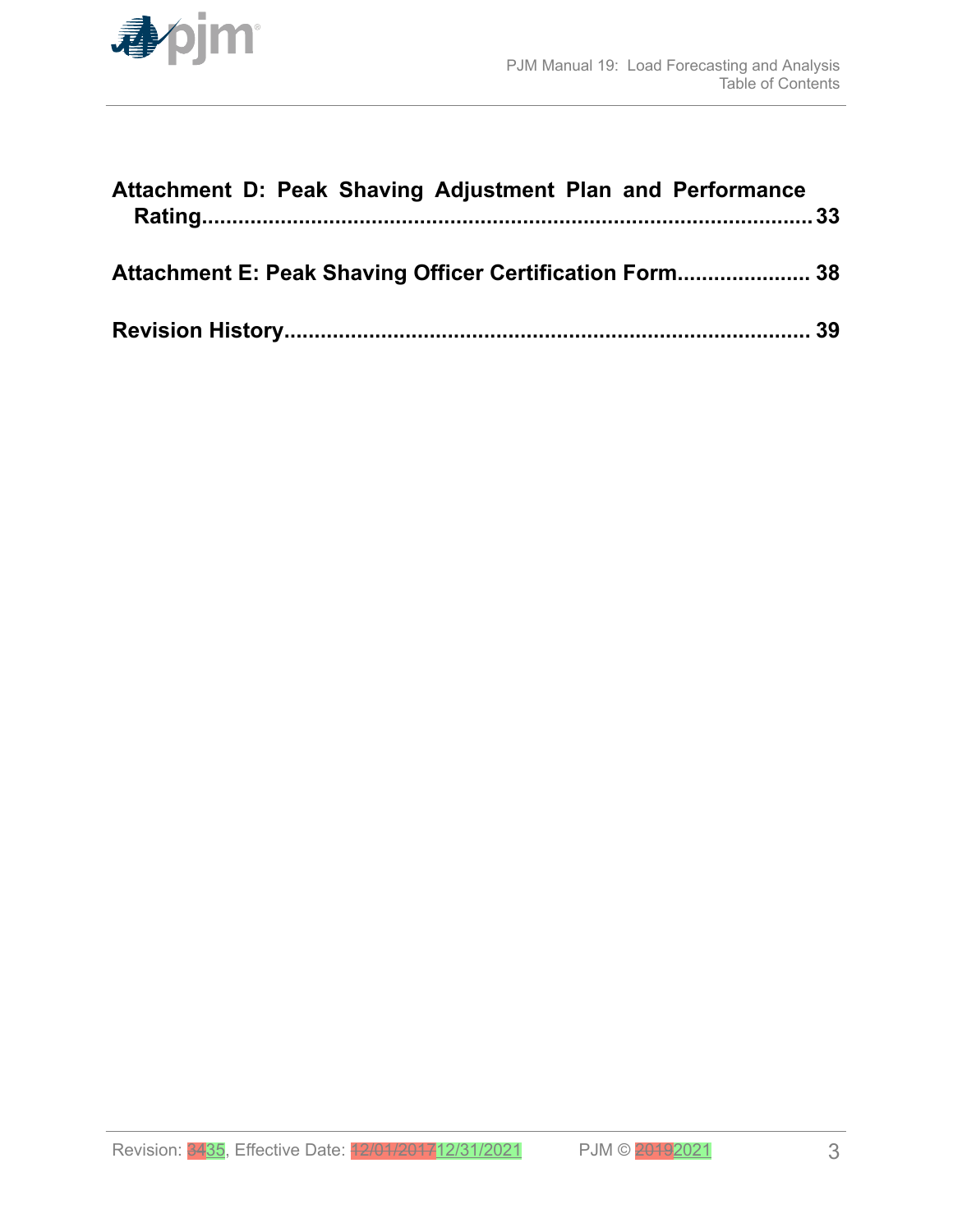**Attachment D: Peak Shaving Adjustment Plan and Performance Rating**......33

**Attachment E: Peak Shaving Officer Certification Form**...... 38

**Revision History**...... 39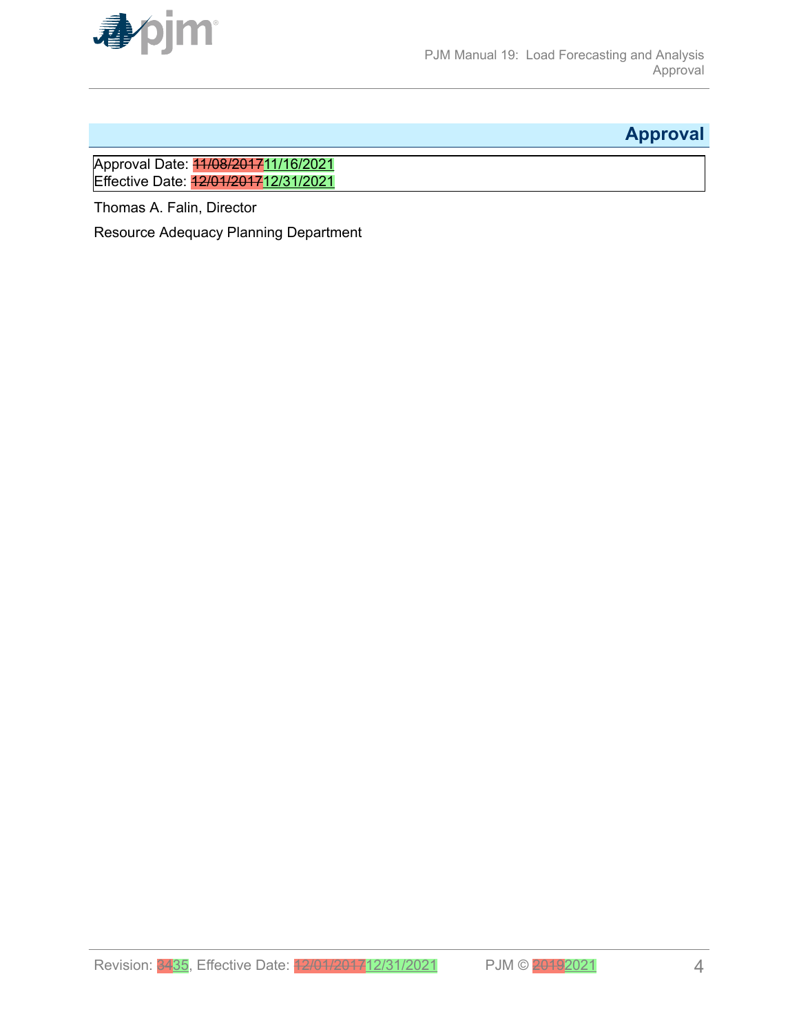## Approval

Approval Date: ~~11/08/2017~~11/16/2021
Effective Date: ~~12/01/2017~~12/31/2021

Thomas A. Falin, Director

Resource Adequacy Planning Department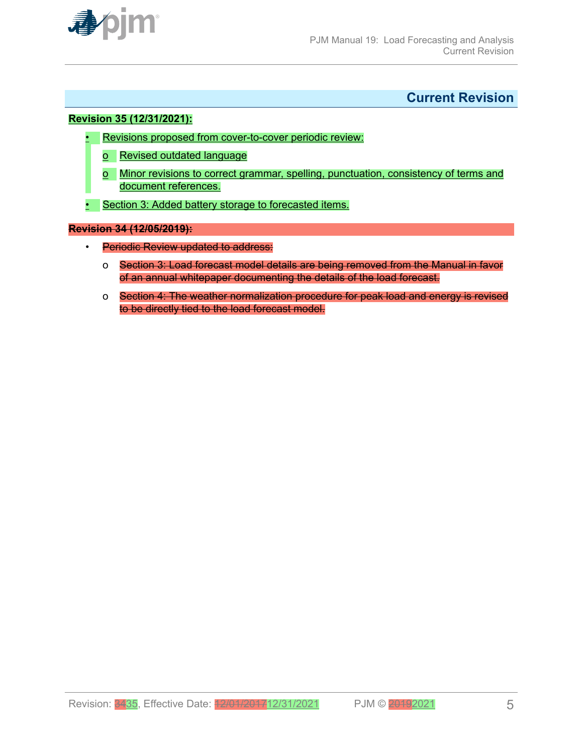## Current Revision

**Revision 35 (12/31/2021):**

- Revisions proposed from cover-to-cover periodic review:
  - Revised outdated language
  - Minor revisions to correct grammar, spelling, punctuation, consistency of terms and document references.
- Section 3: Added battery storage to forecasted items.

~~**Revision 34 (12/05/2019):**~~

- ~~Periodic Review updated to address:~~
  - ~~Section 3: Load forecast model details are being removed from the Manual in favor of an annual whitepaper documenting the details of the load forecast.~~
  - ~~Section 4: The weather normalization procedure for peak load and energy is revised to be directly tied to the load forecast model.~~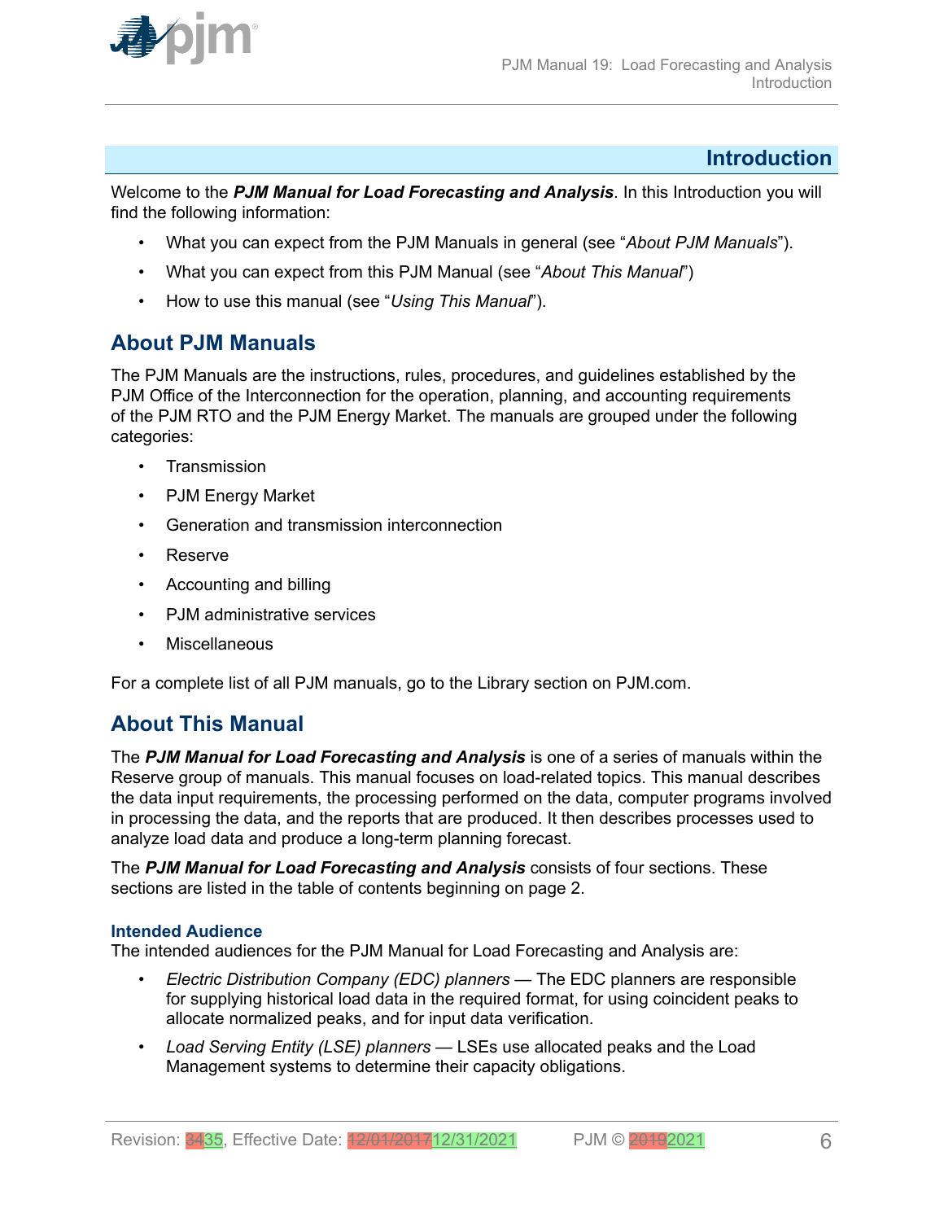# Introduction

Welcome to the ***PJM Manual for Load Forecasting and Analysis***. In this Introduction you will find the following information:

- What you can expect from the PJM Manuals in general (see "*About PJM Manuals*").
- What you can expect from this PJM Manual (see "*About This Manual*")
- How to use this manual (see "*Using This Manual*").

## About PJM Manuals

The PJM Manuals are the instructions, rules, procedures, and guidelines established by the PJM Office of the Interconnection for the operation, planning, and accounting requirements of the PJM RTO and the PJM Energy Market. The manuals are grouped under the following categories:

- Transmission
- PJM Energy Market
- Generation and transmission interconnection
- Reserve
- Accounting and billing
- PJM administrative services
- Miscellaneous

For a complete list of all PJM manuals, go to the Library section on PJM.com.

## About This Manual

The ***PJM Manual for Load Forecasting and Analysis*** is one of a series of manuals within the Reserve group of manuals. This manual focuses on load-related topics. This manual describes the data input requirements, the processing performed on the data, computer programs involved in processing the data, and the reports that are produced. It then describes processes used to analyze load data and produce a long-term planning forecast.

The ***PJM Manual for Load Forecasting and Analysis*** consists of four sections. These sections are listed in the table of contents beginning on page 2.

### Intended Audience

The intended audiences for the PJM Manual for Load Forecasting and Analysis are:

- *Electric Distribution Company (EDC) planners* — The EDC planners are responsible for supplying historical load data in the required format, for using coincident peaks to allocate normalized peaks, and for input data verification.
- *Load Serving Entity (LSE) planners* — LSEs use allocated peaks and the Load Management systems to determine their capacity obligations.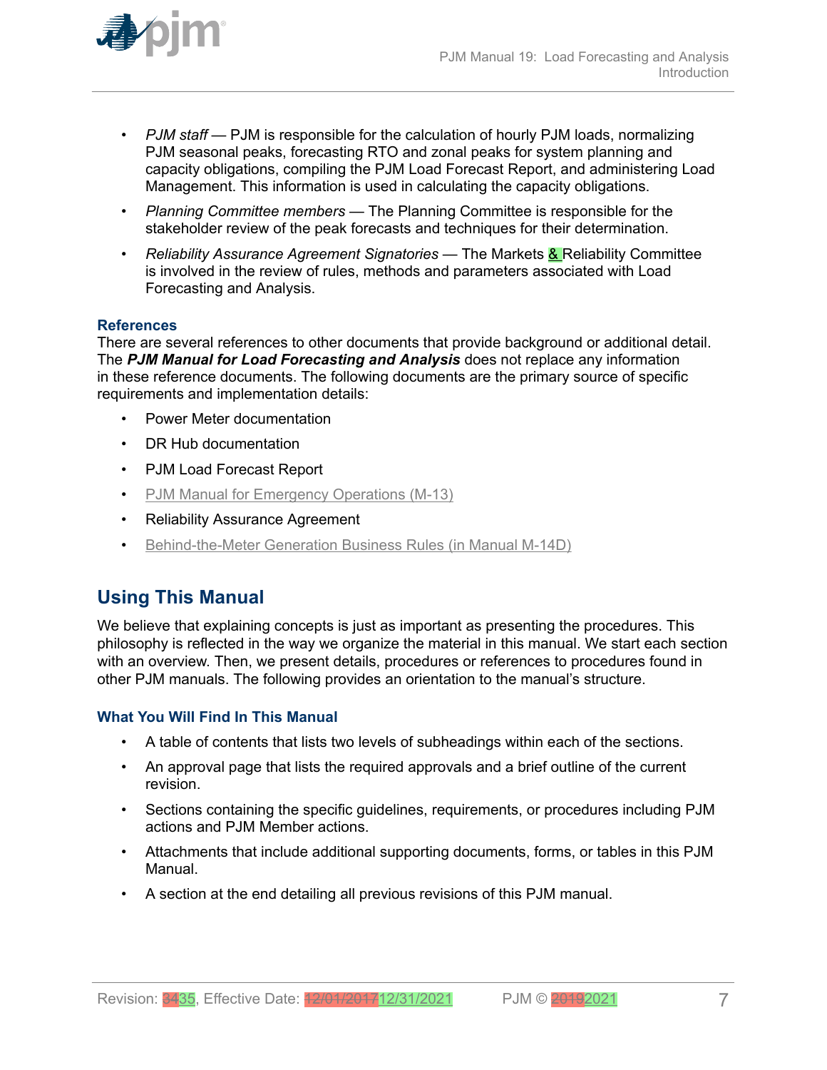- *PJM staff* — PJM is responsible for the calculation of hourly PJM loads, normalizing PJM seasonal peaks, forecasting RTO and zonal peaks for system planning and capacity obligations, compiling the PJM Load Forecast Report, and administering Load Management. This information is used in calculating the capacity obligations.
- *Planning Committee members* — The Planning Committee is responsible for the stakeholder review of the peak forecasts and techniques for their determination.
- *Reliability Assurance Agreement Signatories* — The Markets & Reliability Committee is involved in the review of rules, methods and parameters associated with Load Forecasting and Analysis.

### References

There are several references to other documents that provide background or additional detail. The ***PJM Manual for Load Forecasting and Analysis*** does not replace any information in these reference documents. The following documents are the primary source of specific requirements and implementation details:

- Power Meter documentation
- DR Hub documentation
- PJM Load Forecast Report
- PJM Manual for Emergency Operations (M-13)
- Reliability Assurance Agreement
- Behind-the-Meter Generation Business Rules (in Manual M-14D)

## Using This Manual

We believe that explaining concepts is just as important as presenting the procedures. This philosophy is reflected in the way we organize the material in this manual. We start each section with an overview. Then, we present details, procedures or references to procedures found in other PJM manuals. The following provides an orientation to the manual's structure.

### What You Will Find In This Manual

- A table of contents that lists two levels of subheadings within each of the sections.
- An approval page that lists the required approvals and a brief outline of the current revision.
- Sections containing the specific guidelines, requirements, or procedures including PJM actions and PJM Member actions.
- Attachments that include additional supporting documents, forms, or tables in this PJM Manual.
- A section at the end detailing all previous revisions of this PJM manual.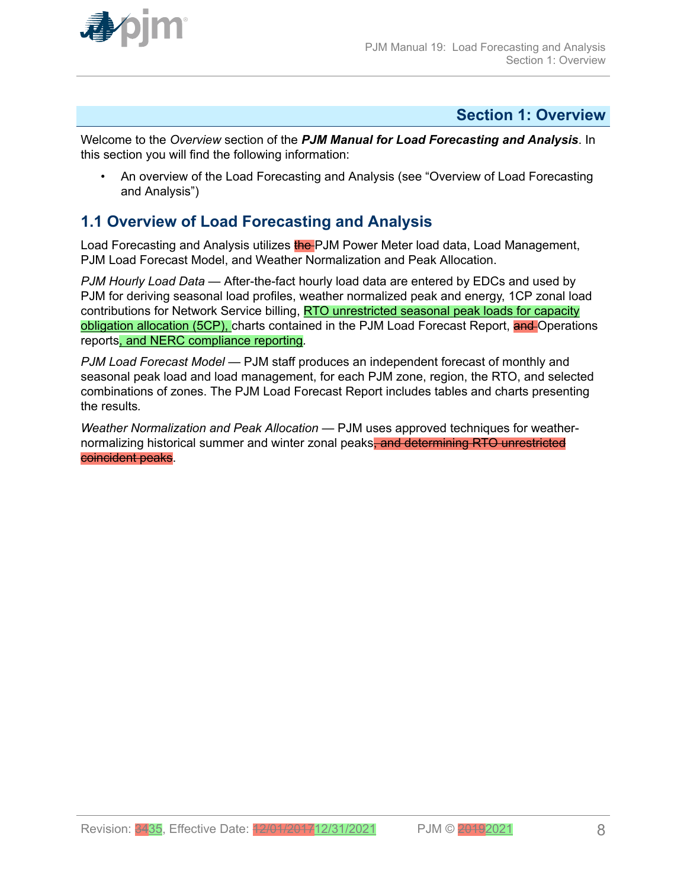## Section 1: Overview

Welcome to the *Overview* section of the ***PJM Manual for Load Forecasting and Analysis***. In this section you will find the following information:

- An overview of the Load Forecasting and Analysis (see "Overview of Load Forecasting and Analysis")

### 1.1 Overview of Load Forecasting and Analysis

Load Forecasting and Analysis utilizes ~~the~~ PJM Power Meter load data, Load Management, PJM Load Forecast Model, and Weather Normalization and Peak Allocation.

*PJM Hourly Load Data* — After-the-fact hourly load data are entered by EDCs and used by PJM for deriving seasonal load profiles, weather normalized peak and energy, 1CP zonal load contributions for Network Service billing, RTO unrestricted seasonal peak loads for capacity obligation allocation (5CP), charts contained in the PJM Load Forecast Report, ~~and~~ Operations reports, and NERC compliance reporting.

*PJM Load Forecast Model* — PJM staff produces an independent forecast of monthly and seasonal peak load and load management, for each PJM zone, region, the RTO, and selected combinations of zones. The PJM Load Forecast Report includes tables and charts presenting the results.

*Weather Normalization and Peak Allocation* — PJM uses approved techniques for weather-normalizing historical summer and winter zonal peaks~~, and determining RTO unrestricted coincident peaks~~.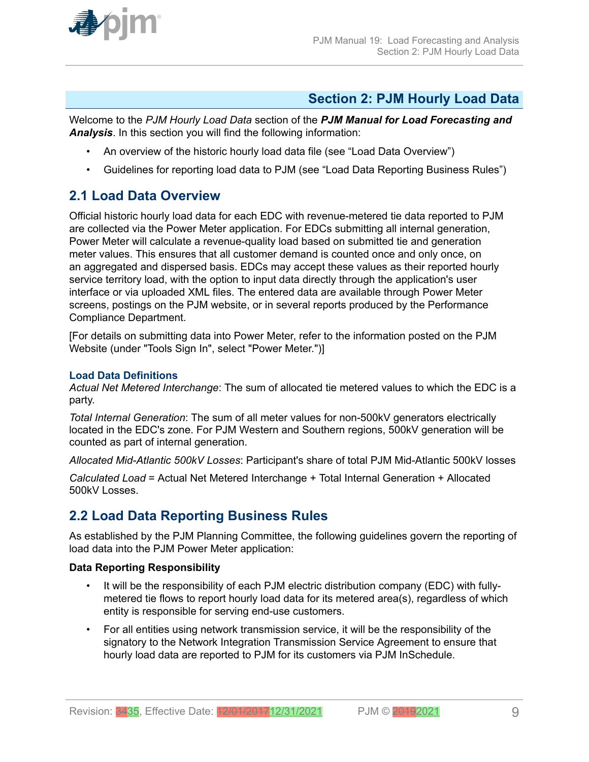# Section 2: PJM Hourly Load Data

Welcome to the *PJM Hourly Load Data* section of the ***PJM Manual for Load Forecasting and Analysis***. In this section you will find the following information:

- An overview of the historic hourly load data file (see "Load Data Overview")
- Guidelines for reporting load data to PJM (see "Load Data Reporting Business Rules")

## 2.1 Load Data Overview

Official historic hourly load data for each EDC with revenue-metered tie data reported to PJM are collected via the Power Meter application. For EDCs submitting all internal generation, Power Meter will calculate a revenue-quality load based on submitted tie and generation meter values. This ensures that all customer demand is counted once and only once, on an aggregated and dispersed basis. EDCs may accept these values as their reported hourly service territory load, with the option to input data directly through the application's user interface or via uploaded XML files. The entered data are available through Power Meter screens, postings on the PJM website, or in several reports produced by the Performance Compliance Department.

[For details on submitting data into Power Meter, refer to the information posted on the PJM Website (under "Tools Sign In", select "Power Meter.")]

### Load Data Definitions

*Actual Net Metered Interchange*: The sum of allocated tie metered values to which the EDC is a party.

*Total Internal Generation*: The sum of all meter values for non-500kV generators electrically located in the EDC's zone. For PJM Western and Southern regions, 500kV generation will be counted as part of internal generation.

*Allocated Mid-Atlantic 500kV Losses*: Participant's share of total PJM Mid-Atlantic 500kV losses

*Calculated Load* = Actual Net Metered Interchange + Total Internal Generation + Allocated 500kV Losses.

## 2.2 Load Data Reporting Business Rules

As established by the PJM Planning Committee, the following guidelines govern the reporting of load data into the PJM Power Meter application:

**Data Reporting Responsibility**

- It will be the responsibility of each PJM electric distribution company (EDC) with fully-metered tie flows to report hourly load data for its metered area(s), regardless of which entity is responsible for serving end-use customers.
- For all entities using network transmission service, it will be the responsibility of the signatory to the Network Integration Transmission Service Agreement to ensure that hourly load data are reported to PJM for its customers via PJM InSchedule.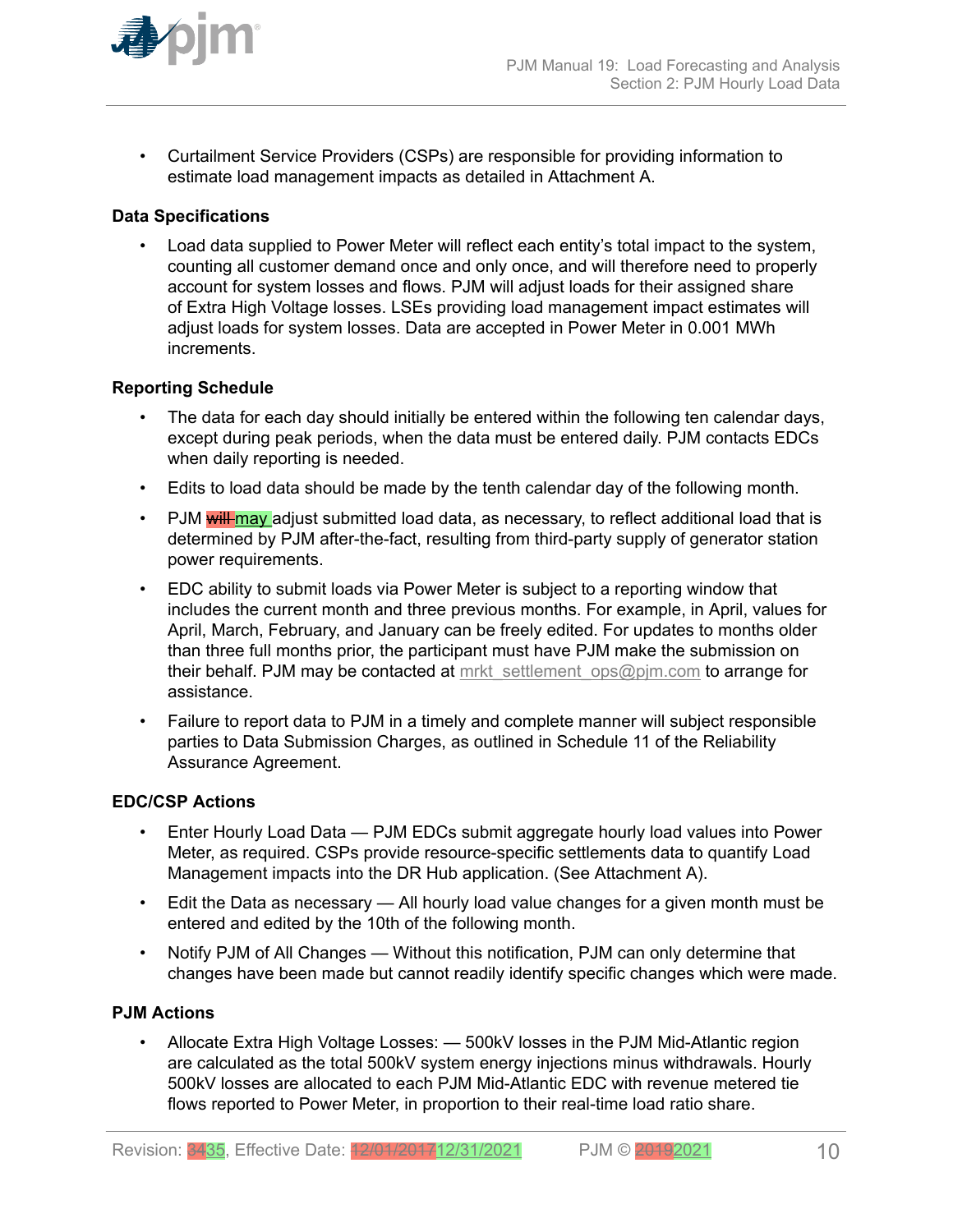- Curtailment Service Providers (CSPs) are responsible for providing information to estimate load management impacts as detailed in Attachment A.

### Data Specifications

- Load data supplied to Power Meter will reflect each entity's total impact to the system, counting all customer demand once and only once, and will therefore need to properly account for system losses and flows. PJM will adjust loads for their assigned share of Extra High Voltage losses. LSEs providing load management impact estimates will adjust loads for system losses. Data are accepted in Power Meter in 0.001 MWh increments.

### Reporting Schedule

- The data for each day should initially be entered within the following ten calendar days, except during peak periods, when the data must be entered daily. PJM contacts EDCs when daily reporting is needed.
- Edits to load data should be made by the tenth calendar day of the following month.
- PJM ~~will~~ may adjust submitted load data, as necessary, to reflect additional load that is determined by PJM after-the-fact, resulting from third-party supply of generator station power requirements.
- EDC ability to submit loads via Power Meter is subject to a reporting window that includes the current month and three previous months. For example, in April, values for April, March, February, and January can be freely edited. For updates to months older than three full months prior, the participant must have PJM make the submission on their behalf. PJM may be contacted at mrkt_settlement_ops@pjm.com to arrange for assistance.
- Failure to report data to PJM in a timely and complete manner will subject responsible parties to Data Submission Charges, as outlined in Schedule 11 of the Reliability Assurance Agreement.

### EDC/CSP Actions

- Enter Hourly Load Data — PJM EDCs submit aggregate hourly load values into Power Meter, as required. CSPs provide resource-specific settlements data to quantify Load Management impacts into the DR Hub application. (See Attachment A).
- Edit the Data as necessary — All hourly load value changes for a given month must be entered and edited by the 10th of the following month.
- Notify PJM of All Changes — Without this notification, PJM can only determine that changes have been made but cannot readily identify specific changes which were made.

### PJM Actions

- Allocate Extra High Voltage Losses: — 500kV losses in the PJM Mid-Atlantic region are calculated as the total 500kV system energy injections minus withdrawals. Hourly 500kV losses are allocated to each PJM Mid-Atlantic EDC with revenue metered tie flows reported to Power Meter, in proportion to their real-time load ratio share.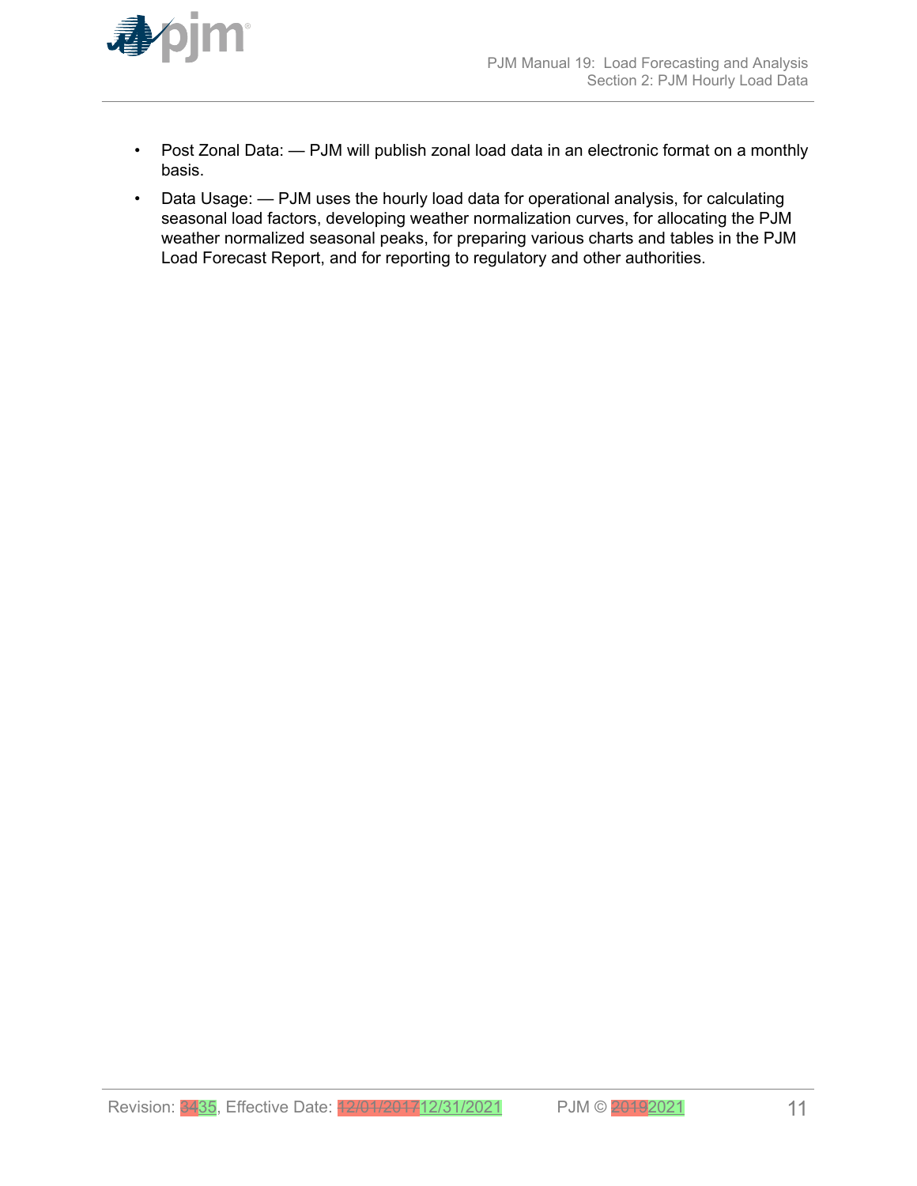- Post Zonal Data: — PJM will publish zonal load data in an electronic format on a monthly basis.
- Data Usage: — PJM uses the hourly load data for operational analysis, for calculating seasonal load factors, developing weather normalization curves, for allocating the PJM weather normalized seasonal peaks, for preparing various charts and tables in the PJM Load Forecast Report, and for reporting to regulatory and other authorities.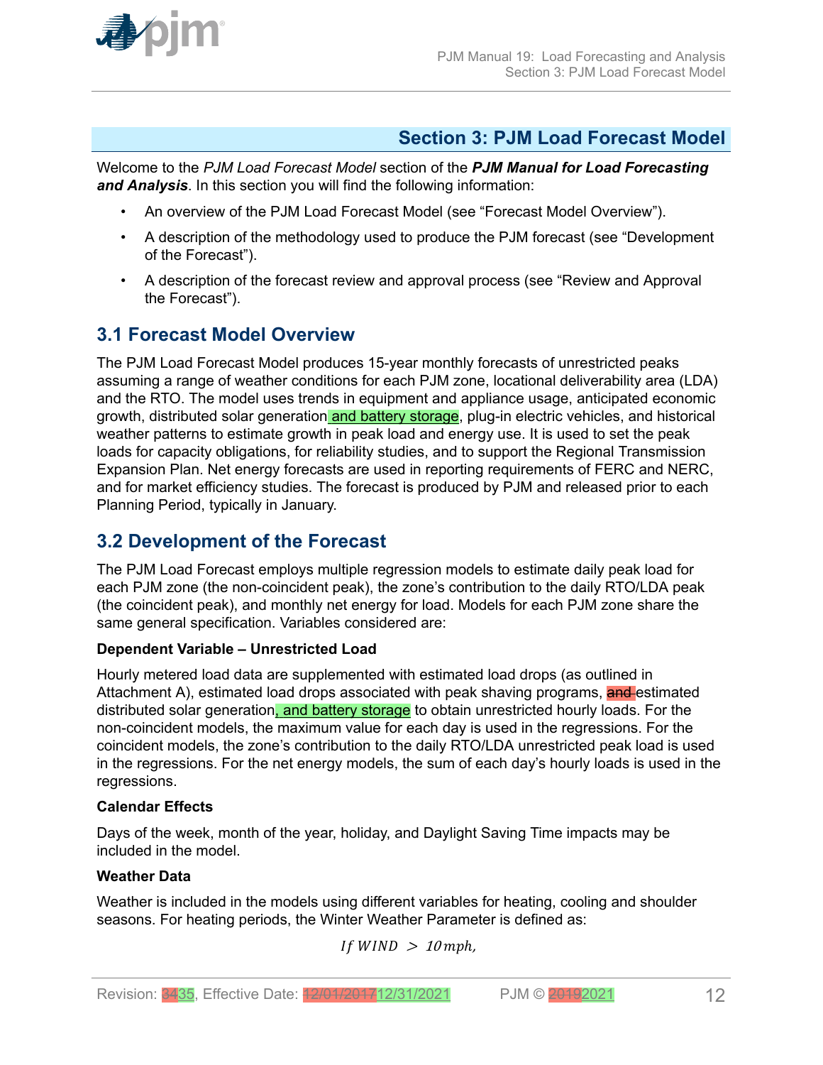# Section 3: PJM Load Forecast Model

Welcome to the *PJM Load Forecast Model* section of the ***PJM Manual for Load Forecasting and Analysis***. In this section you will find the following information:

- An overview of the PJM Load Forecast Model (see "Forecast Model Overview").
- A description of the methodology used to produce the PJM forecast (see "Development of the Forecast").
- A description of the forecast review and approval process (see "Review and Approval the Forecast").

## 3.1 Forecast Model Overview

The PJM Load Forecast Model produces 15-year monthly forecasts of unrestricted peaks assuming a range of weather conditions for each PJM zone, locational deliverability area (LDA) and the RTO. The model uses trends in equipment and appliance usage, anticipated economic growth, distributed solar generation and battery storage, plug-in electric vehicles, and historical weather patterns to estimate growth in peak load and energy use. It is used to set the peak loads for capacity obligations, for reliability studies, and to support the Regional Transmission Expansion Plan. Net energy forecasts are used in reporting requirements of FERC and NERC, and for market efficiency studies. The forecast is produced by PJM and released prior to each Planning Period, typically in January.

## 3.2 Development of the Forecast

The PJM Load Forecast employs multiple regression models to estimate daily peak load for each PJM zone (the non-coincident peak), the zone's contribution to the daily RTO/LDA peak (the coincident peak), and monthly net energy for load. Models for each PJM zone share the same general specification. Variables considered are:

**Dependent Variable – Unrestricted Load**

Hourly metered load data are supplemented with estimated load drops (as outlined in Attachment A), estimated load drops associated with peak shaving programs, ~~and~~ estimated distributed solar generation, and battery storage to obtain unrestricted hourly loads. For the non-coincident models, the maximum value for each day is used in the regressions. For the coincident models, the zone's contribution to the daily RTO/LDA unrestricted peak load is used in the regressions. For the net energy models, the sum of each day's hourly loads is used in the regressions.

**Calendar Effects**

Days of the week, month of the year, holiday, and Daylight Saving Time impacts may be included in the model.

**Weather Data**

Weather is included in the models using different variables for heating, cooling and shoulder seasons. For heating periods, the Winter Weather Parameter is defined as:

$$If\ WIND\ >\ 10mph,$$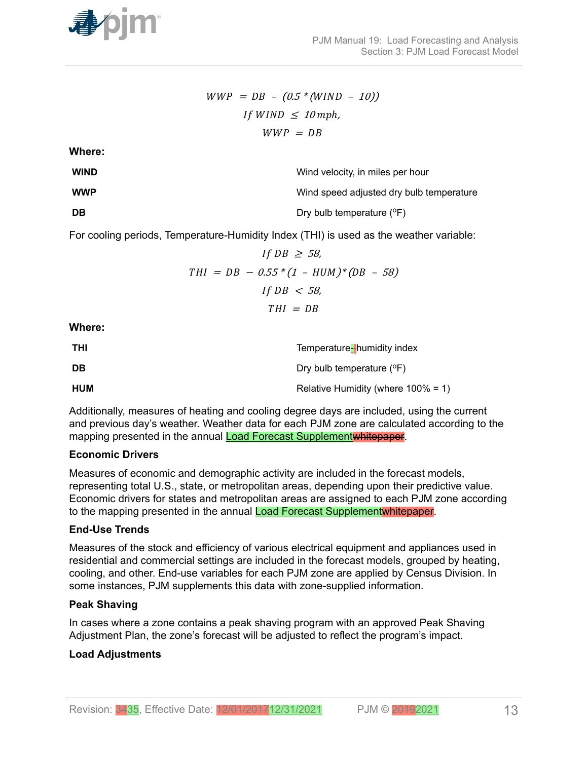$$WWP = DB - (0.5 * (WIND - 10))$$

$$If\ WIND \leq 10 mph,$$

$$WWP = DB$$

**Where:**

| | |
|---|---|
| **WIND** | Wind velocity, in miles per hour |
| **WWP** | Wind speed adjusted dry bulb temperature |
| **DB** | Dry bulb temperature (°F) |

For cooling periods, Temperature-Humidity Index (THI) is used as the weather variable:

$$If\ DB \geq 58,$$

$$THI = DB - 0.55 * (1 - HUM) * (DB - 58)$$

$$If\ DB < 58,$$

$$THI = DB$$

**Where:**

| | |
|---|---|
| **THI** | Temperature-humidity index |
| **DB** | Dry bulb temperature (°F) |
| **HUM** | Relative Humidity (where 100% = 1) |

Additionally, measures of heating and cooling degree days are included, using the current and previous day's weather. Weather data for each PJM zone are calculated according to the mapping presented in the annual Load Forecast Supplement~~whitepaper~~.

**Economic Drivers**

Measures of economic and demographic activity are included in the forecast models, representing total U.S., state, or metropolitan areas, depending upon their predictive value. Economic drivers for states and metropolitan areas are assigned to each PJM zone according to the mapping presented in the annual Load Forecast Supplement~~whitepaper~~.

**End-Use Trends**

Measures of the stock and efficiency of various electrical equipment and appliances used in residential and commercial settings are included in the forecast models, grouped by heating, cooling, and other. End-use variables for each PJM zone are applied by Census Division. In some instances, PJM supplements this data with zone-supplied information.

**Peak Shaving**

In cases where a zone contains a peak shaving program with an approved Peak Shaving Adjustment Plan, the zone's forecast will be adjusted to reflect the program's impact.

**Load Adjustments**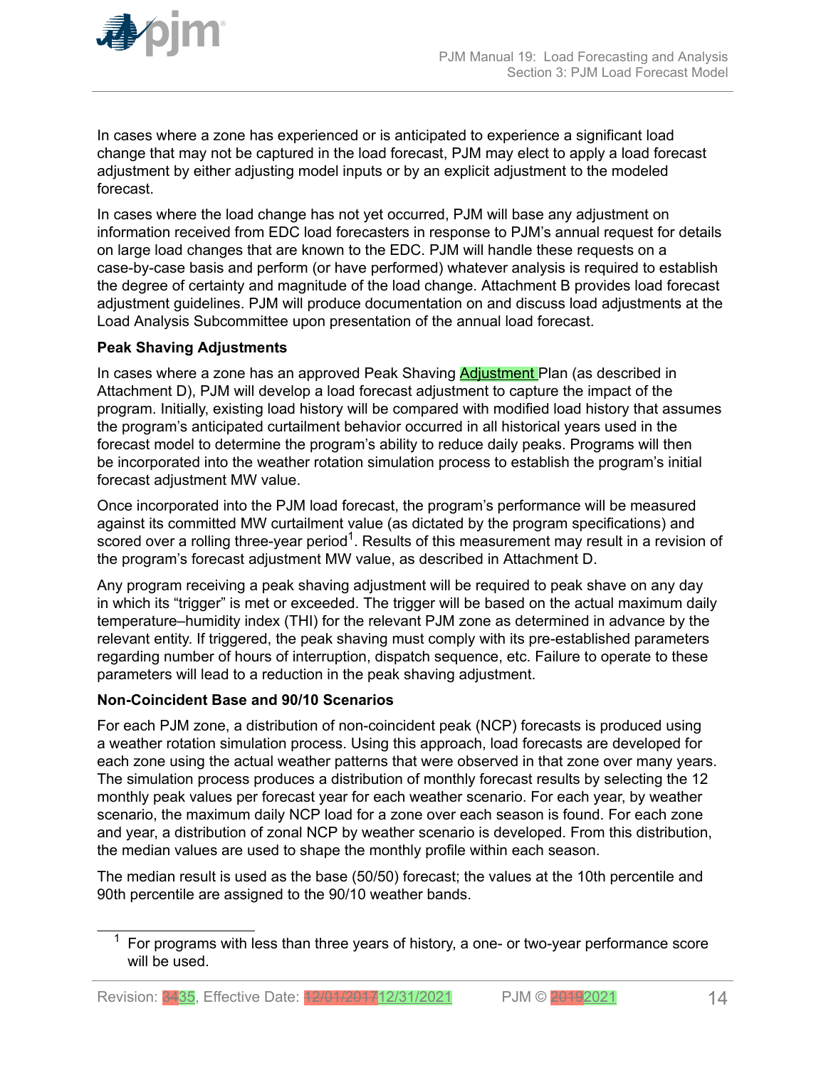In cases where a zone has experienced or is anticipated to experience a significant load change that may not be captured in the load forecast, PJM may elect to apply a load forecast adjustment by either adjusting model inputs or by an explicit adjustment to the modeled forecast.

In cases where the load change has not yet occurred, PJM will base any adjustment on information received from EDC load forecasters in response to PJM's annual request for details on large load changes that are known to the EDC. PJM will handle these requests on a case-by-case basis and perform (or have performed) whatever analysis is required to establish the degree of certainty and magnitude of the load change. Attachment B provides load forecast adjustment guidelines. PJM will produce documentation on and discuss load adjustments at the Load Analysis Subcommittee upon presentation of the annual load forecast.

**Peak Shaving Adjustments**

In cases where a zone has an approved Peak Shaving Adjustment Plan (as described in Attachment D), PJM will develop a load forecast adjustment to capture the impact of the program. Initially, existing load history will be compared with modified load history that assumes the program's anticipated curtailment behavior occurred in all historical years used in the forecast model to determine the program's ability to reduce daily peaks. Programs will then be incorporated into the weather rotation simulation process to establish the program's initial forecast adjustment MW value.

Once incorporated into the PJM load forecast, the program's performance will be measured against its committed MW curtailment value (as dictated by the program specifications) and scored over a rolling three-year period[1]. Results of this measurement may result in a revision of the program's forecast adjustment MW value, as described in Attachment D.

Any program receiving a peak shaving adjustment will be required to peak shave on any day in which its "trigger" is met or exceeded. The trigger will be based on the actual maximum daily temperature–humidity index (THI) for the relevant PJM zone as determined in advance by the relevant entity. If triggered, the peak shaving must comply with its pre-established parameters regarding number of hours of interruption, dispatch sequence, etc. Failure to operate to these parameters will lead to a reduction in the peak shaving adjustment.

**Non-Coincident Base and 90/10 Scenarios**

For each PJM zone, a distribution of non-coincident peak (NCP) forecasts is produced using a weather rotation simulation process. Using this approach, load forecasts are developed for each zone using the actual weather patterns that were observed in that zone over many years. The simulation process produces a distribution of monthly forecast results by selecting the 12 monthly peak values per forecast year for each weather scenario. For each year, by weather scenario, the maximum daily NCP load for a zone over each season is found. For each zone and year, a distribution of zonal NCP by weather scenario is developed. From this distribution, the median values are used to shape the monthly profile within each season.

The median result is used as the base (50/50) forecast; the values at the 10th percentile and 90th percentile are assigned to the 90/10 weather bands.

[1] For programs with less than three years of history, a one- or two-year performance score will be used.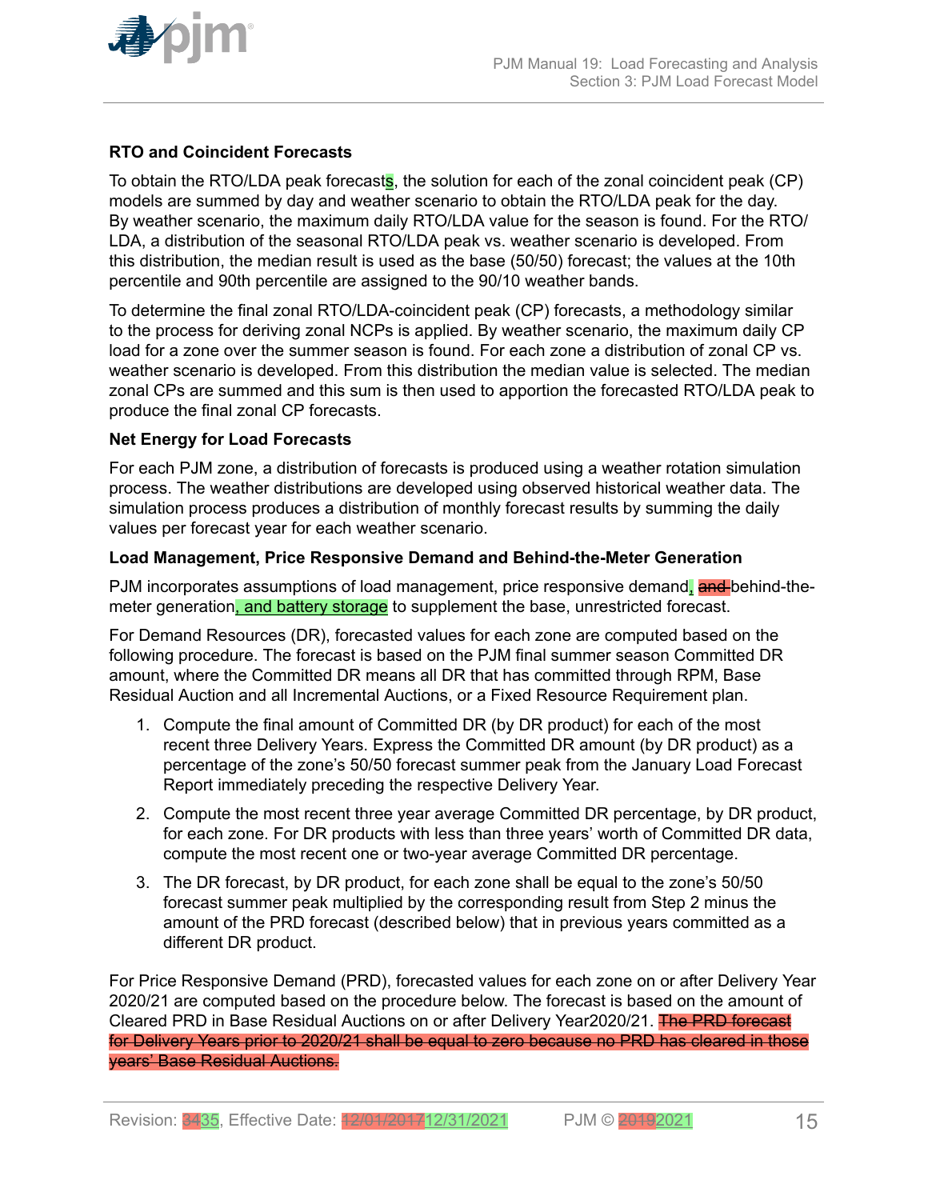### RTO and Coincident Forecasts

To obtain the RTO/LDA peak forecasts, the solution for each of the zonal coincident peak (CP) models are summed by day and weather scenario to obtain the RTO/LDA peak for the day. By weather scenario, the maximum daily RTO/LDA value for the season is found. For the RTO/LDA, a distribution of the seasonal RTO/LDA peak vs. weather scenario is developed. From this distribution, the median result is used as the base (50/50) forecast; the values at the 10th percentile and 90th percentile are assigned to the 90/10 weather bands.

To determine the final zonal RTO/LDA-coincident peak (CP) forecasts, a methodology similar to the process for deriving zonal NCPs is applied. By weather scenario, the maximum daily CP load for a zone over the summer season is found. For each zone a distribution of zonal CP vs. weather scenario is developed. From this distribution the median value is selected. The median zonal CPs are summed and this sum is then used to apportion the forecasted RTO/LDA peak to produce the final zonal CP forecasts.

### Net Energy for Load Forecasts

For each PJM zone, a distribution of forecasts is produced using a weather rotation simulation process. The weather distributions are developed using observed historical weather data. The simulation process produces a distribution of monthly forecast results by summing the daily values per forecast year for each weather scenario.

### Load Management, Price Responsive Demand and Behind-the-Meter Generation

PJM incorporates assumptions of load management, price responsive demand, ~~and~~ behind-the-meter generation, and battery storage to supplement the base, unrestricted forecast.

For Demand Resources (DR), forecasted values for each zone are computed based on the following procedure. The forecast is based on the PJM final summer season Committed DR amount, where the Committed DR means all DR that has committed through RPM, Base Residual Auction and all Incremental Auctions, or a Fixed Resource Requirement plan.

1. Compute the final amount of Committed DR (by DR product) for each of the most recent three Delivery Years. Express the Committed DR amount (by DR product) as a percentage of the zone's 50/50 forecast summer peak from the January Load Forecast Report immediately preceding the respective Delivery Year.
2. Compute the most recent three year average Committed DR percentage, by DR product, for each zone. For DR products with less than three years' worth of Committed DR data, compute the most recent one or two-year average Committed DR percentage.
3. The DR forecast, by DR product, for each zone shall be equal to the zone's 50/50 forecast summer peak multiplied by the corresponding result from Step 2 minus the amount of the PRD forecast (described below) that in previous years committed as a different DR product.

For Price Responsive Demand (PRD), forecasted values for each zone on or after Delivery Year 2020/21 are computed based on the procedure below. The forecast is based on the amount of Cleared PRD in Base Residual Auctions on or after Delivery Year2020/21. ~~The PRD forecast for Delivery Years prior to 2020/21 shall be equal to zero because no PRD has cleared in those years' Base Residual Auctions.~~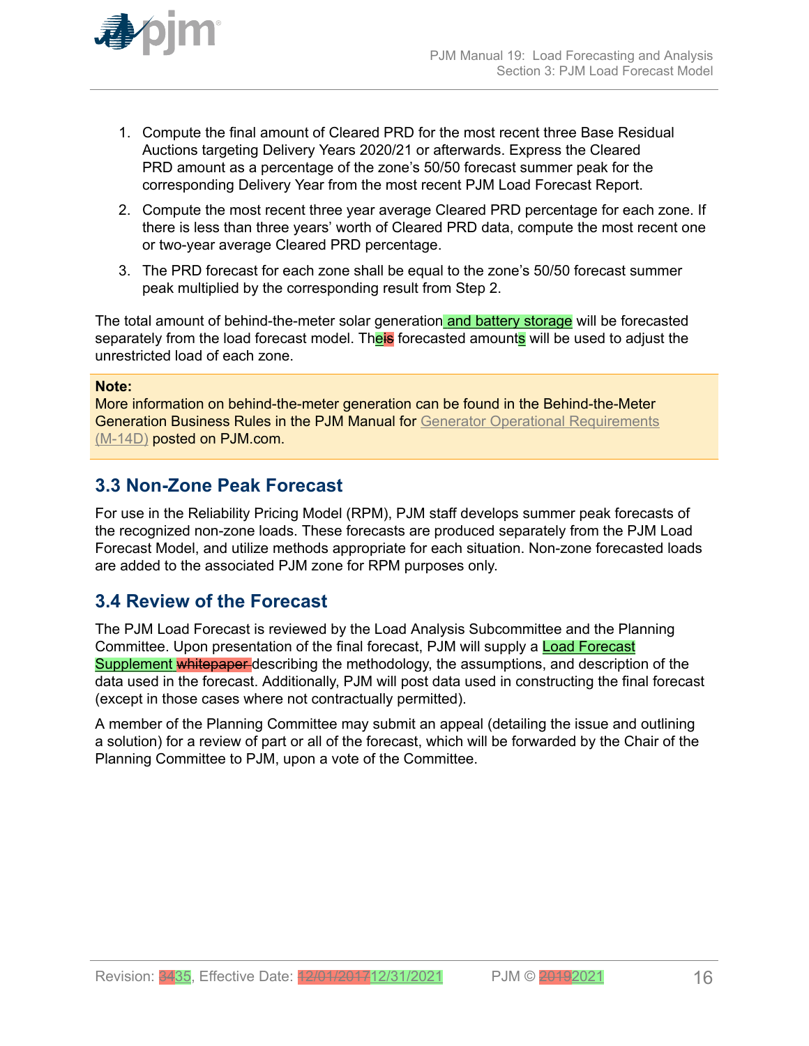1. Compute the final amount of Cleared PRD for the most recent three Base Residual Auctions targeting Delivery Years 2020/21 or afterwards. Express the Cleared PRD amount as a percentage of the zone's 50/50 forecast summer peak for the corresponding Delivery Year from the most recent PJM Load Forecast Report.

2. Compute the most recent three year average Cleared PRD percentage for each zone. If there is less than three years' worth of Cleared PRD data, compute the most recent one or two-year average Cleared PRD percentage.

3. The PRD forecast for each zone shall be equal to the zone's 50/50 forecast summer peak multiplied by the corresponding result from Step 2.

The total amount of behind-the-meter solar generation and battery storage will be forecasted separately from the load forecast model. The~~is~~ forecasted amounts will be used to adjust the unrestricted load of each zone.

> **Note:**
> More information on behind-the-meter generation can be found in the Behind-the-Meter Generation Business Rules in the PJM Manual for Generator Operational Requirements (M-14D) posted on PJM.com.

## 3.3 Non-Zone Peak Forecast

For use in the Reliability Pricing Model (RPM), PJM staff develops summer peak forecasts of the recognized non-zone loads. These forecasts are produced separately from the PJM Load Forecast Model, and utilize methods appropriate for each situation. Non-zone forecasted loads are added to the associated PJM zone for RPM purposes only.

## 3.4 Review of the Forecast

The PJM Load Forecast is reviewed by the Load Analysis Subcommittee and the Planning Committee. Upon presentation of the final forecast, PJM will supply a Load Forecast Supplement ~~whitepaper~~ describing the methodology, the assumptions, and description of the data used in the forecast. Additionally, PJM will post data used in constructing the final forecast (except in those cases where not contractually permitted).

A member of the Planning Committee may submit an appeal (detailing the issue and outlining a solution) for a review of part or all of the forecast, which will be forwarded by the Chair of the Planning Committee to PJM, upon a vote of the Committee.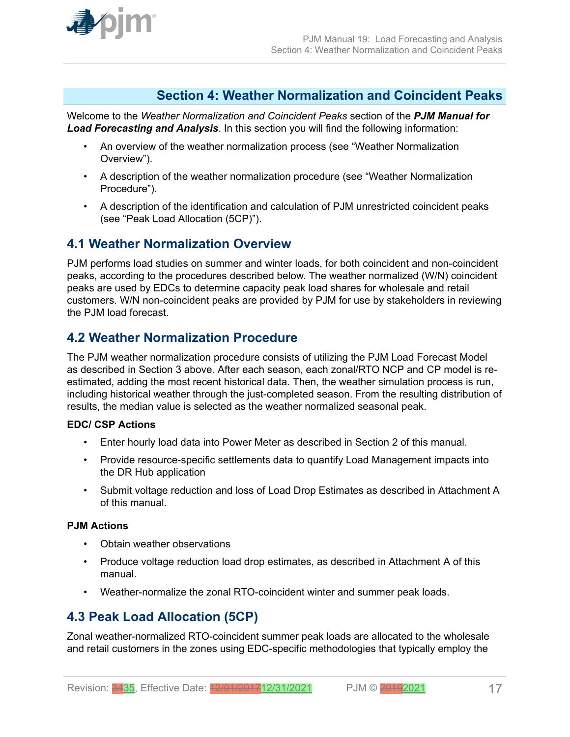# Section 4: Weather Normalization and Coincident Peaks

Welcome to the *Weather Normalization and Coincident Peaks* section of the ***PJM Manual for Load Forecasting and Analysis***. In this section you will find the following information:

- An overview of the weather normalization process (see "Weather Normalization Overview").
- A description of the weather normalization procedure (see "Weather Normalization Procedure").
- A description of the identification and calculation of PJM unrestricted coincident peaks (see "Peak Load Allocation (5CP)").

## 4.1 Weather Normalization Overview

PJM performs load studies on summer and winter loads, for both coincident and non-coincident peaks, according to the procedures described below. The weather normalized (W/N) coincident peaks are used by EDCs to determine capacity peak load shares for wholesale and retail customers. W/N non-coincident peaks are provided by PJM for use by stakeholders in reviewing the PJM load forecast.

## 4.2 Weather Normalization Procedure

The PJM weather normalization procedure consists of utilizing the PJM Load Forecast Model as described in Section 3 above. After each season, each zonal/RTO NCP and CP model is re-estimated, adding the most recent historical data. Then, the weather simulation process is run, including historical weather through the just-completed season. From the resulting distribution of results, the median value is selected as the weather normalized seasonal peak.

**EDC/ CSP Actions**

- Enter hourly load data into Power Meter as described in Section 2 of this manual.
- Provide resource-specific settlements data to quantify Load Management impacts into the DR Hub application
- Submit voltage reduction and loss of Load Drop Estimates as described in Attachment A of this manual.

**PJM Actions**

- Obtain weather observations
- Produce voltage reduction load drop estimates, as described in Attachment A of this manual.
- Weather-normalize the zonal RTO-coincident winter and summer peak loads.

## 4.3 Peak Load Allocation (5CP)

Zonal weather-normalized RTO-coincident summer peak loads are allocated to the wholesale and retail customers in the zones using EDC-specific methodologies that typically employ the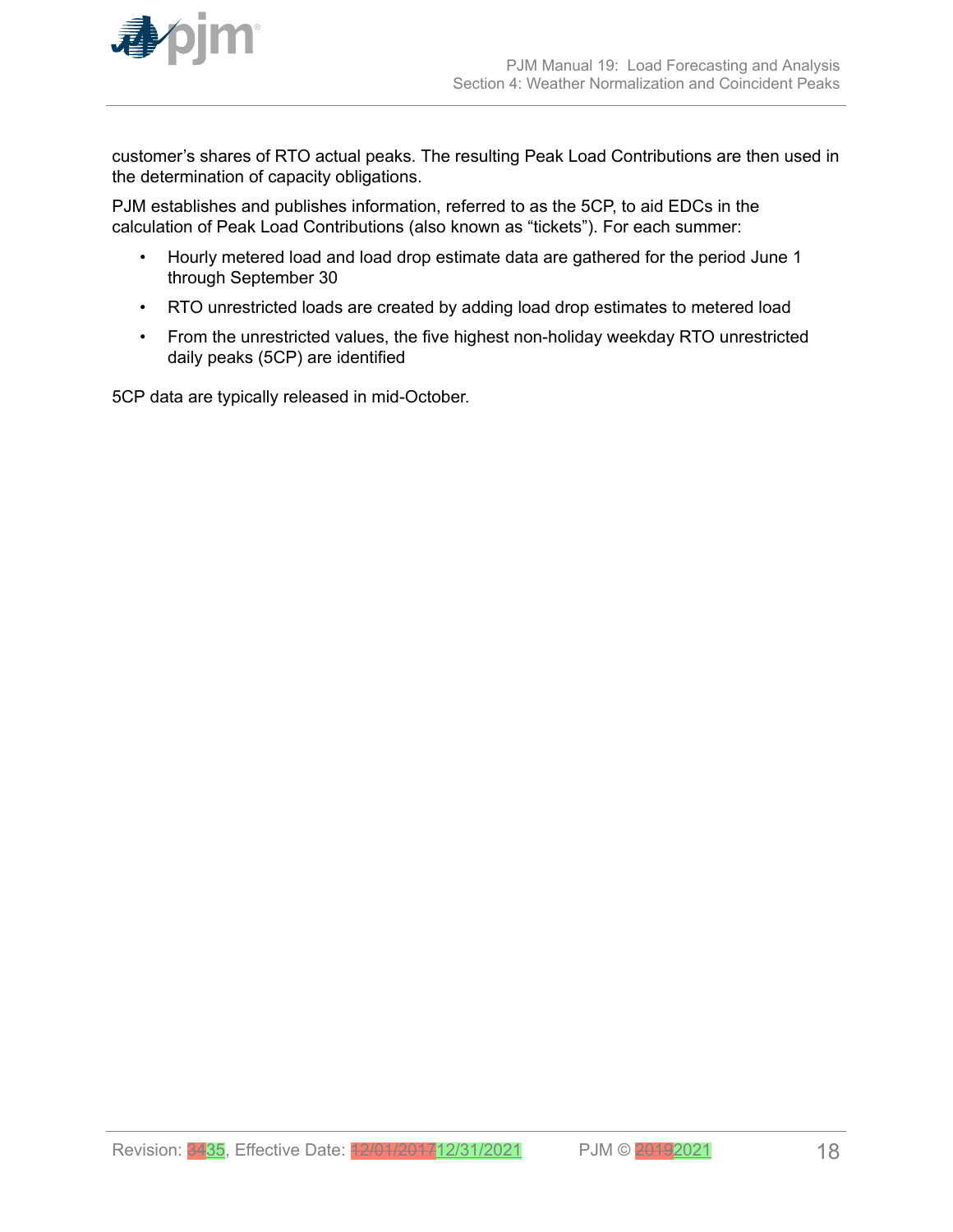customer's shares of RTO actual peaks. The resulting Peak Load Contributions are then used in the determination of capacity obligations.

PJM establishes and publishes information, referred to as the 5CP, to aid EDCs in the calculation of Peak Load Contributions (also known as "tickets"). For each summer:

- Hourly metered load and load drop estimate data are gathered for the period June 1 through September 30
- RTO unrestricted loads are created by adding load drop estimates to metered load
- From the unrestricted values, the five highest non-holiday weekday RTO unrestricted daily peaks (5CP) are identified

5CP data are typically released in mid-October.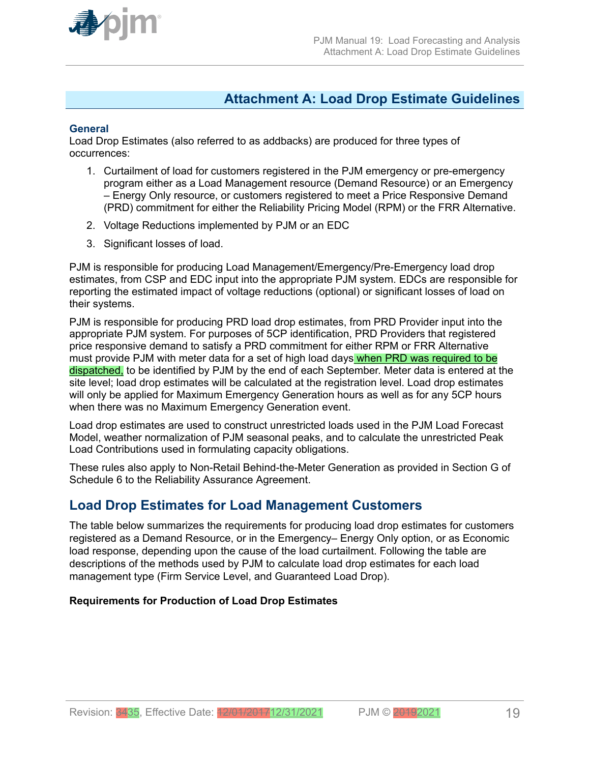# Attachment A: Load Drop Estimate Guidelines

### General

Load Drop Estimates (also referred to as addbacks) are produced for three types of occurrences:

1. Curtailment of load for customers registered in the PJM emergency or pre-emergency program either as a Load Management resource (Demand Resource) or an Emergency – Energy Only resource, or customers registered to meet a Price Responsive Demand (PRD) commitment for either the Reliability Pricing Model (RPM) or the FRR Alternative.
2. Voltage Reductions implemented by PJM or an EDC
3. Significant losses of load.

PJM is responsible for producing Load Management/Emergency/Pre-Emergency load drop estimates, from CSP and EDC input into the appropriate PJM system. EDCs are responsible for reporting the estimated impact of voltage reductions (optional) or significant losses of load on their systems.

PJM is responsible for producing PRD load drop estimates, from PRD Provider input into the appropriate PJM system. For purposes of 5CP identification, PRD Providers that registered price responsive demand to satisfy a PRD commitment for either RPM or FRR Alternative must provide PJM with meter data for a set of high load days when PRD was required to be dispatched, to be identified by PJM by the end of each September. Meter data is entered at the site level; load drop estimates will be calculated at the registration level. Load drop estimates will only be applied for Maximum Emergency Generation hours as well as for any 5CP hours when there was no Maximum Emergency Generation event.

Load drop estimates are used to construct unrestricted loads used in the PJM Load Forecast Model, weather normalization of PJM seasonal peaks, and to calculate the unrestricted Peak Load Contributions used in formulating capacity obligations.

These rules also apply to Non-Retail Behind-the-Meter Generation as provided in Section G of Schedule 6 to the Reliability Assurance Agreement.

## Load Drop Estimates for Load Management Customers

The table below summarizes the requirements for producing load drop estimates for customers registered as a Demand Resource, or in the Emergency– Energy Only option, or as Economic load response, depending upon the cause of the load curtailment. Following the table are descriptions of the methods used by PJM to calculate load drop estimates for each load management type (Firm Service Level, and Guaranteed Load Drop).

**Requirements for Production of Load Drop Estimates**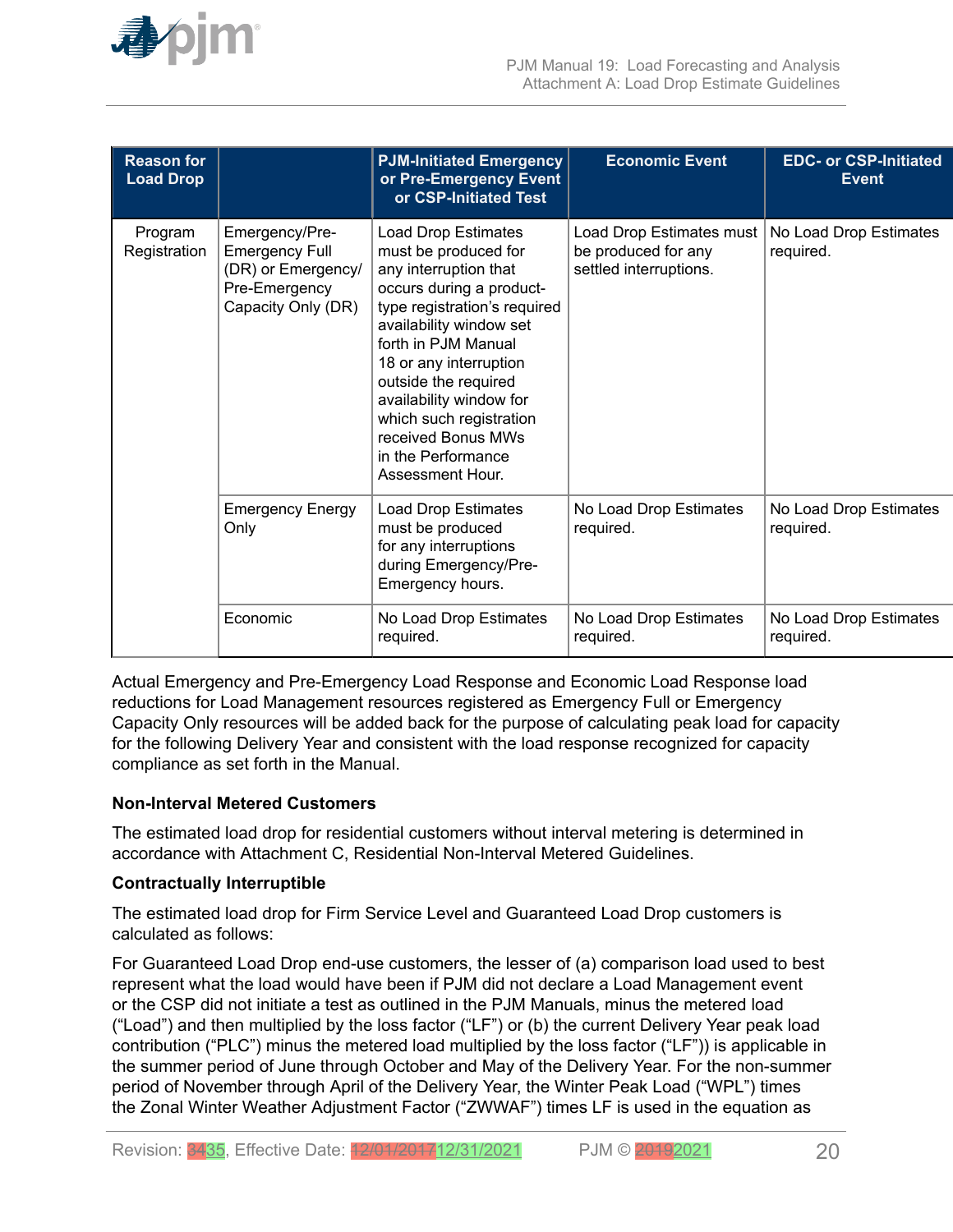| Reason for Load Drop | | PJM-Initiated Emergency or Pre-Emergency Event or CSP-Initiated Test | Economic Event | EDC- or CSP-Initiated Event |
|---|---|---|---|---|
| Program Registration | Emergency/Pre-Emergency Full (DR) or Emergency/ Pre-Emergency Capacity Only (DR) | Load Drop Estimates must be produced for any interruption that occurs during a product-type registration's required availability window set forth in PJM Manual 18 or any interruption outside the required availability window for which such registration received Bonus MWs in the Performance Assessment Hour. | Load Drop Estimates must be produced for any settled interruptions. | No Load Drop Estimates required. |
| | Emergency Energy Only | Load Drop Estimates must be produced for any interruptions during Emergency/Pre-Emergency hours. | No Load Drop Estimates required. | No Load Drop Estimates required. |
| | Economic | No Load Drop Estimates required. | No Load Drop Estimates required. | No Load Drop Estimates required. |

Actual Emergency and Pre-Emergency Load Response and Economic Load Response load reductions for Load Management resources registered as Emergency Full or Emergency Capacity Only resources will be added back for the purpose of calculating peak load for capacity for the following Delivery Year and consistent with the load response recognized for capacity compliance as set forth in the Manual.

**Non-Interval Metered Customers**

The estimated load drop for residential customers without interval metering is determined in accordance with Attachment C, Residential Non-Interval Metered Guidelines.

**Contractually Interruptible**

The estimated load drop for Firm Service Level and Guaranteed Load Drop customers is calculated as follows:

For Guaranteed Load Drop end-use customers, the lesser of (a) comparison load used to best represent what the load would have been if PJM did not declare a Load Management event or the CSP did not initiate a test as outlined in the PJM Manuals, minus the metered load ("Load") and then multiplied by the loss factor ("LF") or (b) the current Delivery Year peak load contribution ("PLC") minus the metered load multiplied by the loss factor ("LF")) is applicable in the summer period of June through October and May of the Delivery Year. For the non-summer period of November through April of the Delivery Year, the Winter Peak Load ("WPL") times the Zonal Winter Weather Adjustment Factor ("ZWWAF") times LF is used in the equation as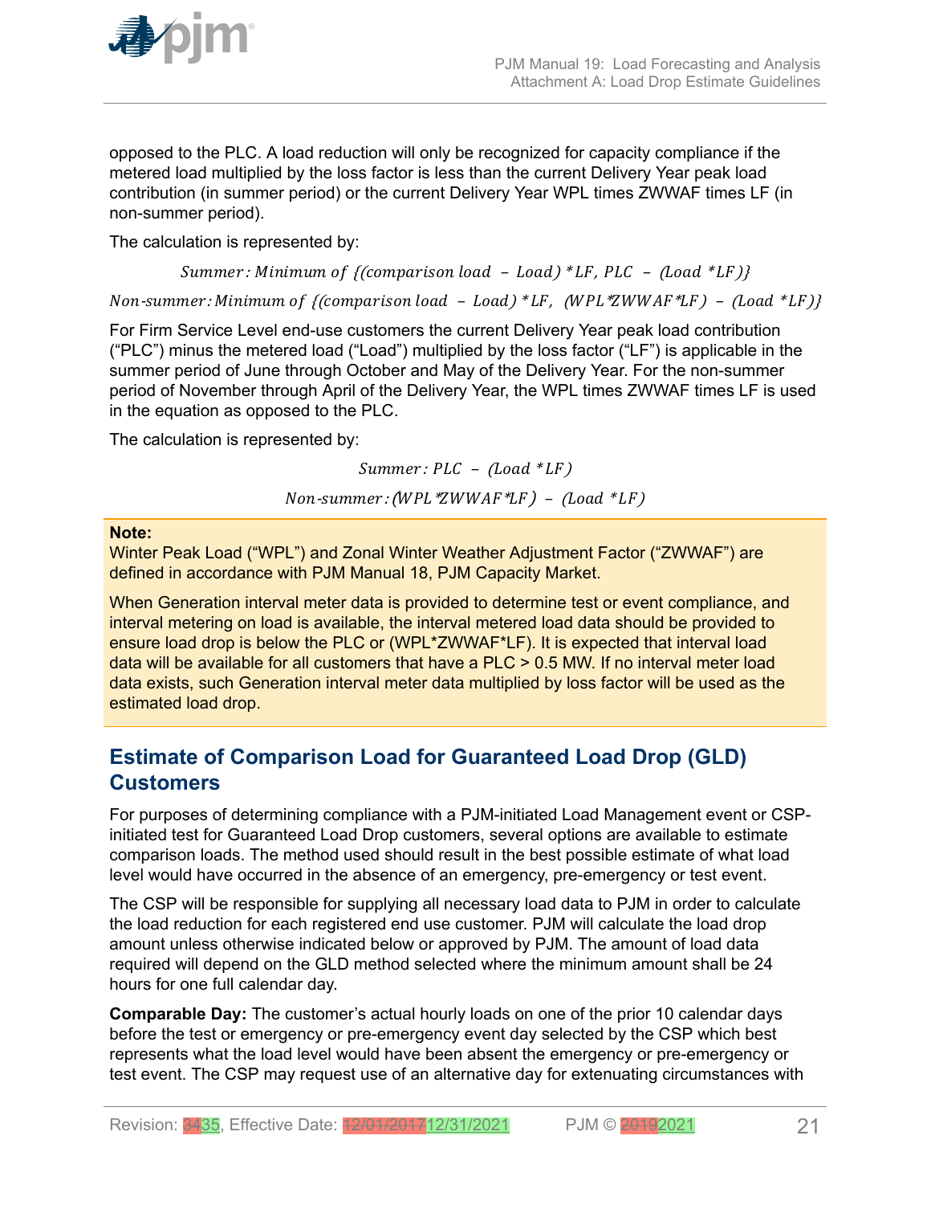opposed to the PLC. A load reduction will only be recognized for capacity compliance if the metered load multiplied by the loss factor is less than the current Delivery Year peak load contribution (in summer period) or the current Delivery Year WPL times ZWWAF times LF (in non-summer period).

The calculation is represented by:

$$Summer: Minimum\ of\ \{(comparison\ load\ -\ Load) * LF,\ PLC\ -\ (Load * LF)\}$$

$$Non\text{-}summer: Minimum\ of\ \{(comparison\ load\ -\ Load) * LF,\ (WPL * ZWWAF * LF)\ -\ (Load * LF)\}$$

For Firm Service Level end-use customers the current Delivery Year peak load contribution ("PLC") minus the metered load ("Load") multiplied by the loss factor ("LF") is applicable in the summer period of June through October and May of the Delivery Year. For the non-summer period of November through April of the Delivery Year, the WPL times ZWWAF times LF is used in the equation as opposed to the PLC.

The calculation is represented by:

$$Summer: PLC\ -\ (Load * LF)$$

$$Non\text{-}summer: (WPL * ZWWAF * LF)\ -\ (Load * LF)$$

**Note:**
Winter Peak Load ("WPL") and Zonal Winter Weather Adjustment Factor ("ZWWAF") are defined in accordance with PJM Manual 18, PJM Capacity Market.

When Generation interval meter data is provided to determine test or event compliance, and interval metering on load is available, the interval metered load data should be provided to ensure load drop is below the PLC or (WPL*ZWWAF*LF). It is expected that interval load data will be available for all customers that have a PLC > 0.5 MW. If no interval meter load data exists, such Generation interval meter data multiplied by loss factor will be used as the estimated load drop.

## Estimate of Comparison Load for Guaranteed Load Drop (GLD) Customers

For purposes of determining compliance with a PJM-initiated Load Management event or CSP-initiated test for Guaranteed Load Drop customers, several options are available to estimate comparison loads. The method used should result in the best possible estimate of what load level would have occurred in the absence of an emergency, pre-emergency or test event.

The CSP will be responsible for supplying all necessary load data to PJM in order to calculate the load reduction for each registered end use customer. PJM will calculate the load drop amount unless otherwise indicated below or approved by PJM. The amount of load data required will depend on the GLD method selected where the minimum amount shall be 24 hours for one full calendar day.

**Comparable Day:** The customer's actual hourly loads on one of the prior 10 calendar days before the test or emergency or pre-emergency event day selected by the CSP which best represents what the load level would have been absent the emergency or pre-emergency or test event. The CSP may request use of an alternative day for extenuating circumstances with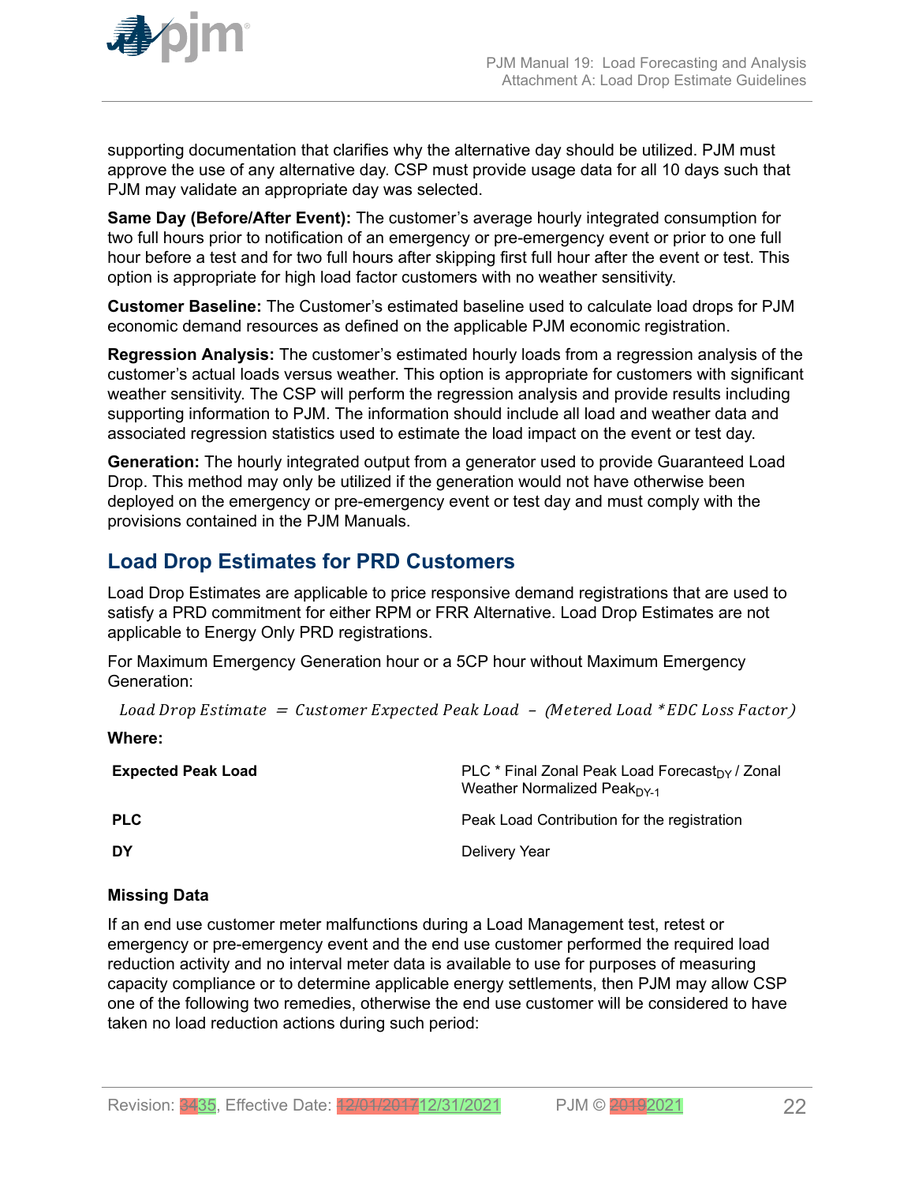supporting documentation that clarifies why the alternative day should be utilized. PJM must approve the use of any alternative day. CSP must provide usage data for all 10 days such that PJM may validate an appropriate day was selected.

**Same Day (Before/After Event):** The customer's average hourly integrated consumption for two full hours prior to notification of an emergency or pre-emergency event or prior to one full hour before a test and for two full hours after skipping first full hour after the event or test. This option is appropriate for high load factor customers with no weather sensitivity.

**Customer Baseline:** The Customer's estimated baseline used to calculate load drops for PJM economic demand resources as defined on the applicable PJM economic registration.

**Regression Analysis:** The customer's estimated hourly loads from a regression analysis of the customer's actual loads versus weather. This option is appropriate for customers with significant weather sensitivity. The CSP will perform the regression analysis and provide results including supporting information to PJM. The information should include all load and weather data and associated regression statistics used to estimate the load impact on the event or test day.

**Generation:** The hourly integrated output from a generator used to provide Guaranteed Load Drop. This method may only be utilized if the generation would not have otherwise been deployed on the emergency or pre-emergency event or test day and must comply with the provisions contained in the PJM Manuals.

## Load Drop Estimates for PRD Customers

Load Drop Estimates are applicable to price responsive demand registrations that are used to satisfy a PRD commitment for either RPM or FRR Alternative. Load Drop Estimates are not applicable to Energy Only PRD registrations.

For Maximum Emergency Generation hour or a 5CP hour without Maximum Emergency Generation:

$$Load\ Drop\ Estimate\ =\ Customer\ Expected\ Peak\ Load\ -\ (Metered\ Load\ *EDC\ Loss\ Factor)$$

**Where:**

| | |
|---|---|
| **Expected Peak Load** | PLC * Final Zonal Peak Load Forecast$_{DY}$ / Zonal Weather Normalized Peak$_{DY-1}$ |
| **PLC** | Peak Load Contribution for the registration |
| **DY** | Delivery Year |

### Missing Data

If an end use customer meter malfunctions during a Load Management test, retest or emergency or pre-emergency event and the end use customer performed the required load reduction activity and no interval meter data is available to use for purposes of measuring capacity compliance or to determine applicable energy settlements, then PJM may allow CSP one of the following two remedies, otherwise the end use customer will be considered to have taken no load reduction actions during such period: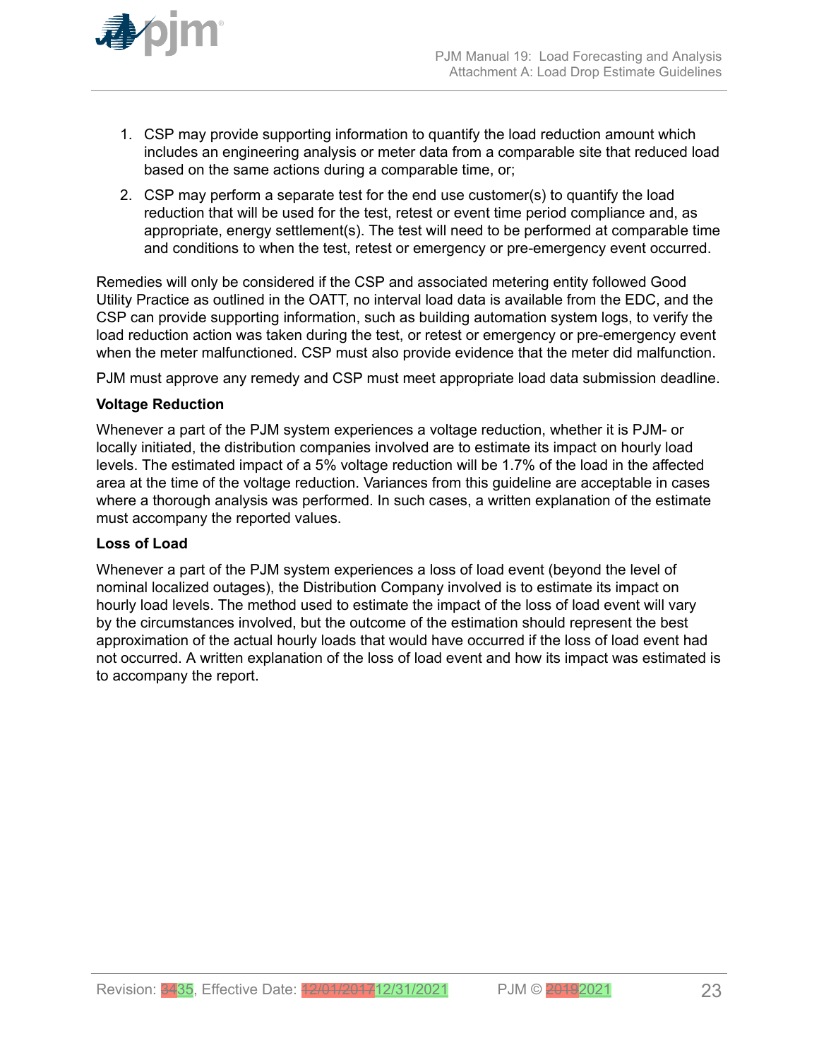1. CSP may provide supporting information to quantify the load reduction amount which includes an engineering analysis or meter data from a comparable site that reduced load based on the same actions during a comparable time, or;
2. CSP may perform a separate test for the end use customer(s) to quantify the load reduction that will be used for the test, retest or event time period compliance and, as appropriate, energy settlement(s). The test will need to be performed at comparable time and conditions to when the test, retest or emergency or pre-emergency event occurred.

Remedies will only be considered if the CSP and associated metering entity followed Good Utility Practice as outlined in the OATT, no interval load data is available from the EDC, and the CSP can provide supporting information, such as building automation system logs, to verify the load reduction action was taken during the test, or retest or emergency or pre-emergency event when the meter malfunctioned. CSP must also provide evidence that the meter did malfunction.

PJM must approve any remedy and CSP must meet appropriate load data submission deadline.

**Voltage Reduction**

Whenever a part of the PJM system experiences a voltage reduction, whether it is PJM- or locally initiated, the distribution companies involved are to estimate its impact on hourly load levels. The estimated impact of a 5% voltage reduction will be 1.7% of the load in the affected area at the time of the voltage reduction. Variances from this guideline are acceptable in cases where a thorough analysis was performed. In such cases, a written explanation of the estimate must accompany the reported values.

**Loss of Load**

Whenever a part of the PJM system experiences a loss of load event (beyond the level of nominal localized outages), the Distribution Company involved is to estimate its impact on hourly load levels. The method used to estimate the impact of the loss of load event will vary by the circumstances involved, but the outcome of the estimation should represent the best approximation of the actual hourly loads that would have occurred if the loss of load event had not occurred. A written explanation of the loss of load event and how its impact was estimated is to accompany the report.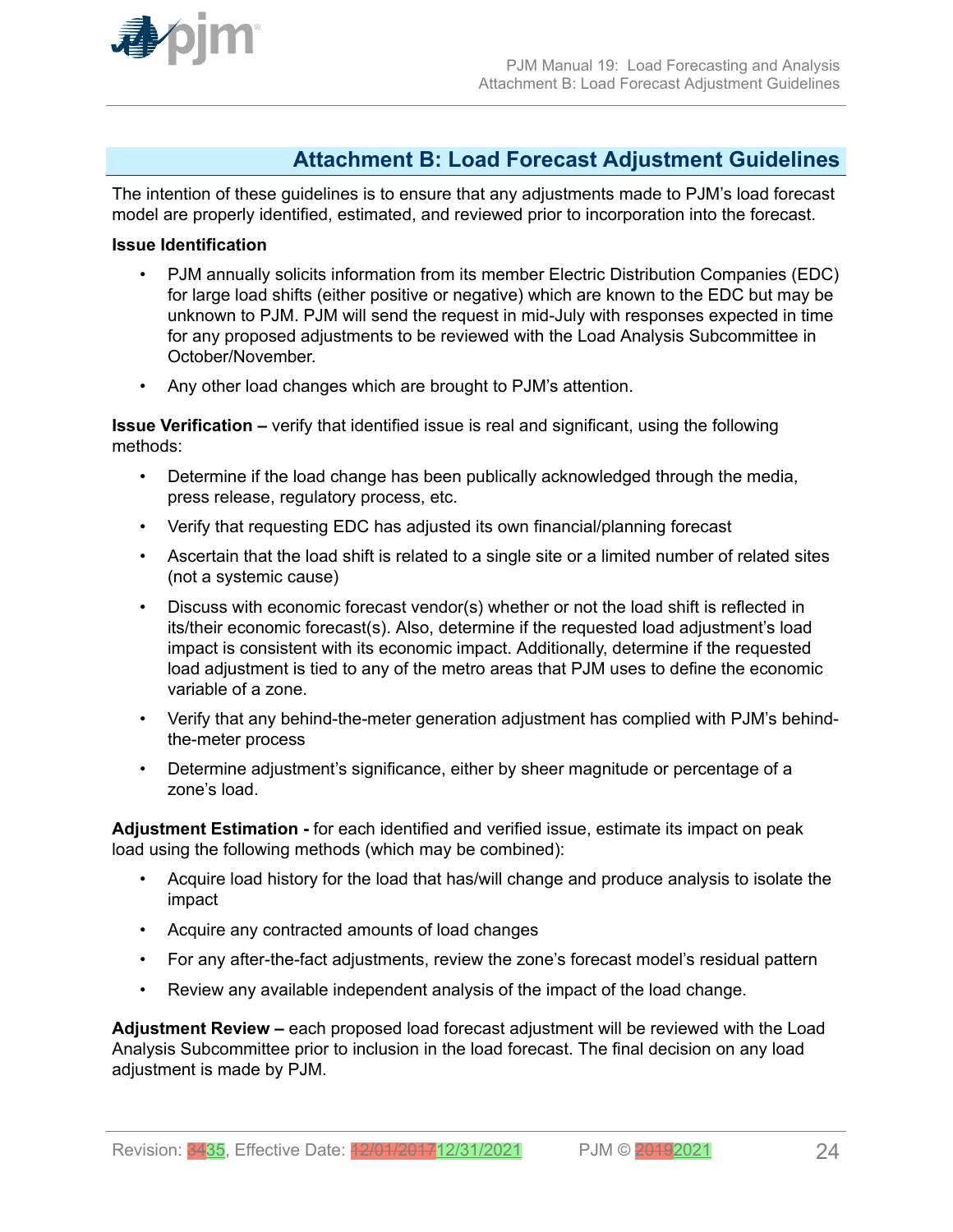## Attachment B: Load Forecast Adjustment Guidelines

The intention of these guidelines is to ensure that any adjustments made to PJM's load forecast model are properly identified, estimated, and reviewed prior to incorporation into the forecast.

**Issue Identification**

- PJM annually solicits information from its member Electric Distribution Companies (EDC) for large load shifts (either positive or negative) which are known to the EDC but may be unknown to PJM. PJM will send the request in mid-July with responses expected in time for any proposed adjustments to be reviewed with the Load Analysis Subcommittee in October/November.
- Any other load changes which are brought to PJM's attention.

**Issue Verification –** verify that identified issue is real and significant, using the following methods:

- Determine if the load change has been publically acknowledged through the media, press release, regulatory process, etc.
- Verify that requesting EDC has adjusted its own financial/planning forecast
- Ascertain that the load shift is related to a single site or a limited number of related sites (not a systemic cause)
- Discuss with economic forecast vendor(s) whether or not the load shift is reflected in its/their economic forecast(s). Also, determine if the requested load adjustment's load impact is consistent with its economic impact. Additionally, determine if the requested load adjustment is tied to any of the metro areas that PJM uses to define the economic variable of a zone.
- Verify that any behind-the-meter generation adjustment has complied with PJM's behind-the-meter process
- Determine adjustment's significance, either by sheer magnitude or percentage of a zone's load.

**Adjustment Estimation -** for each identified and verified issue, estimate its impact on peak load using the following methods (which may be combined):

- Acquire load history for the load that has/will change and produce analysis to isolate the impact
- Acquire any contracted amounts of load changes
- For any after-the-fact adjustments, review the zone's forecast model's residual pattern
- Review any available independent analysis of the impact of the load change.

**Adjustment Review –** each proposed load forecast adjustment will be reviewed with the Load Analysis Subcommittee prior to inclusion in the load forecast. The final decision on any load adjustment is made by PJM.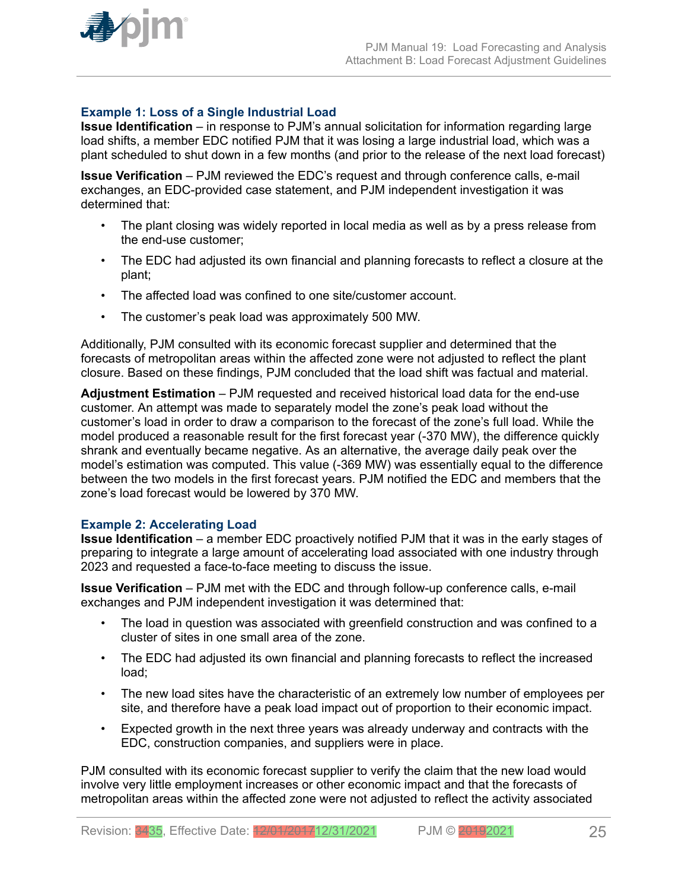### Example 1: Loss of a Single Industrial Load

**Issue Identification** – in response to PJM's annual solicitation for information regarding large load shifts, a member EDC notified PJM that it was losing a large industrial load, which was a plant scheduled to shut down in a few months (and prior to the release of the next load forecast)

**Issue Verification** – PJM reviewed the EDC's request and through conference calls, e-mail exchanges, an EDC-provided case statement, and PJM independent investigation it was determined that:

- The plant closing was widely reported in local media as well as by a press release from the end-use customer;
- The EDC had adjusted its own financial and planning forecasts to reflect a closure at the plant;
- The affected load was confined to one site/customer account.
- The customer's peak load was approximately 500 MW.

Additionally, PJM consulted with its economic forecast supplier and determined that the forecasts of metropolitan areas within the affected zone were not adjusted to reflect the plant closure. Based on these findings, PJM concluded that the load shift was factual and material.

**Adjustment Estimation** – PJM requested and received historical load data for the end-use customer. An attempt was made to separately model the zone's peak load without the customer's load in order to draw a comparison to the forecast of the zone's full load. While the model produced a reasonable result for the first forecast year (-370 MW), the difference quickly shrank and eventually became negative. As an alternative, the average daily peak over the model's estimation was computed. This value (-369 MW) was essentially equal to the difference between the two models in the first forecast years. PJM notified the EDC and members that the zone's load forecast would be lowered by 370 MW.

### Example 2: Accelerating Load

**Issue Identification** – a member EDC proactively notified PJM that it was in the early stages of preparing to integrate a large amount of accelerating load associated with one industry through 2023 and requested a face-to-face meeting to discuss the issue.

**Issue Verification** – PJM met with the EDC and through follow-up conference calls, e-mail exchanges and PJM independent investigation it was determined that:

- The load in question was associated with greenfield construction and was confined to a cluster of sites in one small area of the zone.
- The EDC had adjusted its own financial and planning forecasts to reflect the increased load;
- The new load sites have the characteristic of an extremely low number of employees per site, and therefore have a peak load impact out of proportion to their economic impact.
- Expected growth in the next three years was already underway and contracts with the EDC, construction companies, and suppliers were in place.

PJM consulted with its economic forecast supplier to verify the claim that the new load would involve very little employment increases or other economic impact and that the forecasts of metropolitan areas within the affected zone were not adjusted to reflect the activity associated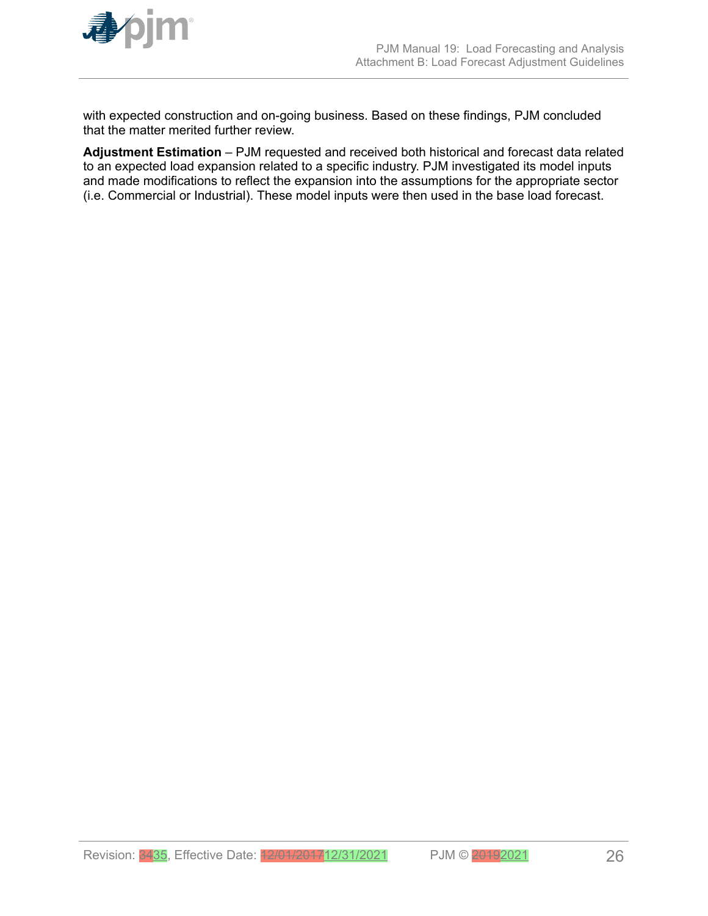with expected construction and on-going business. Based on these findings, PJM concluded that the matter merited further review.

**Adjustment Estimation** – PJM requested and received both historical and forecast data related to an expected load expansion related to a specific industry. PJM investigated its model inputs and made modifications to reflect the expansion into the assumptions for the appropriate sector (i.e. Commercial or Industrial). These model inputs were then used in the base load forecast.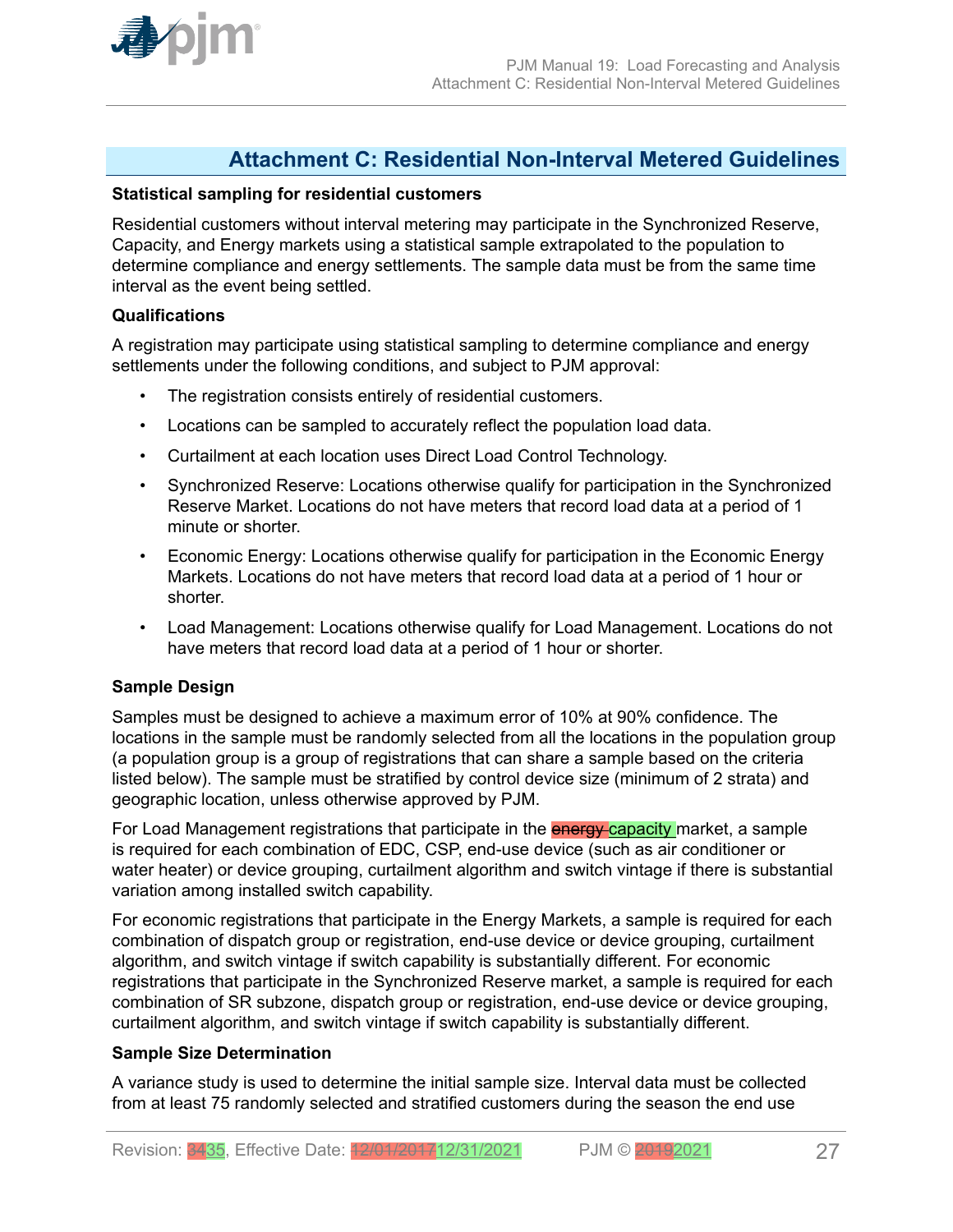# Attachment C: Residential Non-Interval Metered Guidelines

**Statistical sampling for residential customers**

Residential customers without interval metering may participate in the Synchronized Reserve, Capacity, and Energy markets using a statistical sample extrapolated to the population to determine compliance and energy settlements. The sample data must be from the same time interval as the event being settled.

**Qualifications**

A registration may participate using statistical sampling to determine compliance and energy settlements under the following conditions, and subject to PJM approval:

- The registration consists entirely of residential customers.
- Locations can be sampled to accurately reflect the population load data.
- Curtailment at each location uses Direct Load Control Technology.
- Synchronized Reserve: Locations otherwise qualify for participation in the Synchronized Reserve Market. Locations do not have meters that record load data at a period of 1 minute or shorter.
- Economic Energy: Locations otherwise qualify for participation in the Economic Energy Markets. Locations do not have meters that record load data at a period of 1 hour or shorter.
- Load Management: Locations otherwise qualify for Load Management. Locations do not have meters that record load data at a period of 1 hour or shorter.

**Sample Design**

Samples must be designed to achieve a maximum error of 10% at 90% confidence. The locations in the sample must be randomly selected from all the locations in the population group (a population group is a group of registrations that can share a sample based on the criteria listed below). The sample must be stratified by control device size (minimum of 2 strata) and geographic location, unless otherwise approved by PJM.

For Load Management registrations that participate in the ~~energy~~ capacity market, a sample is required for each combination of EDC, CSP, end-use device (such as air conditioner or water heater) or device grouping, curtailment algorithm and switch vintage if there is substantial variation among installed switch capability.

For economic registrations that participate in the Energy Markets, a sample is required for each combination of dispatch group or registration, end-use device or device grouping, curtailment algorithm, and switch vintage if switch capability is substantially different. For economic registrations that participate in the Synchronized Reserve market, a sample is required for each combination of SR subzone, dispatch group or registration, end-use device or device grouping, curtailment algorithm, and switch vintage if switch capability is substantially different.

**Sample Size Determination**

A variance study is used to determine the initial sample size. Interval data must be collected from at least 75 randomly selected and stratified customers during the season the end use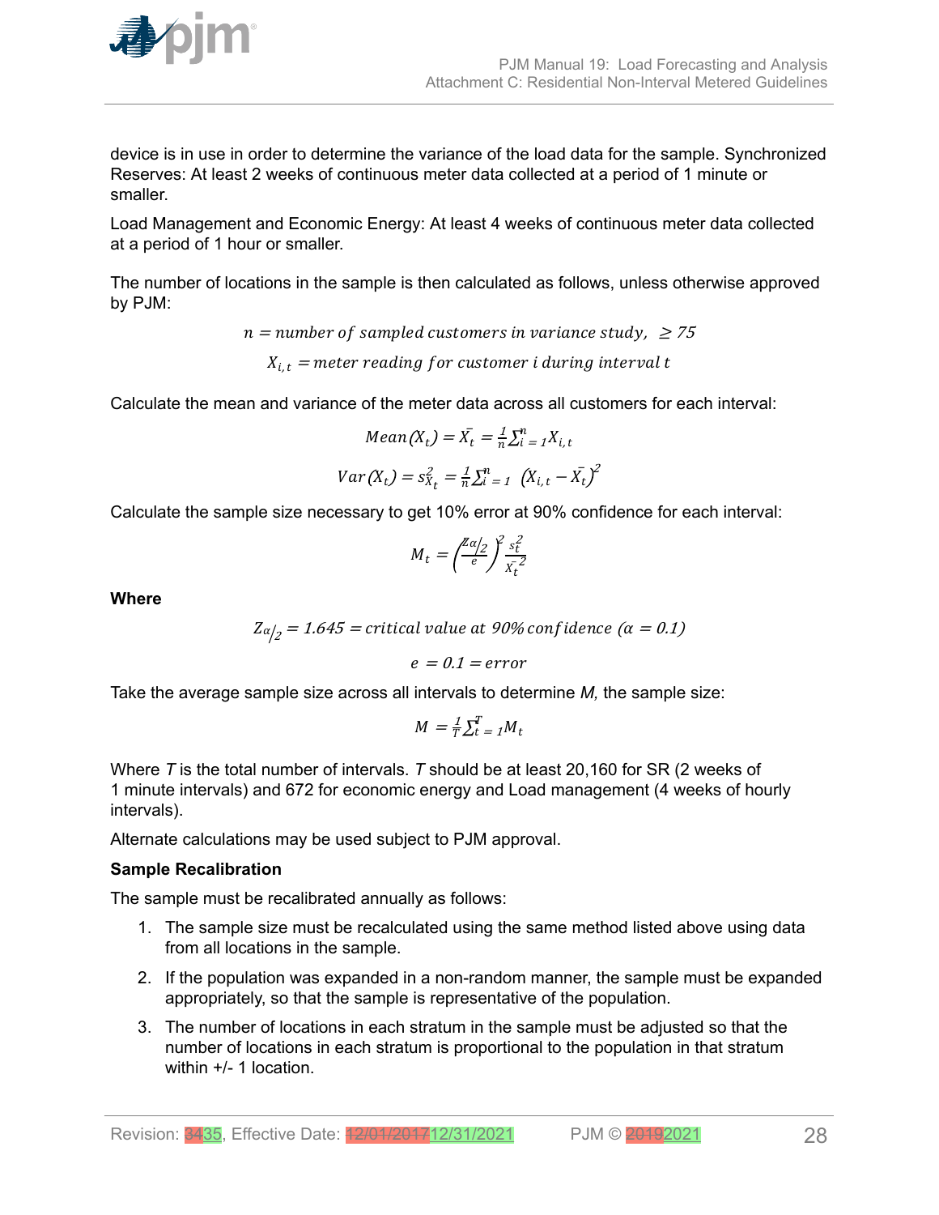device is in use in order to determine the variance of the load data for the sample. Synchronized Reserves: At least 2 weeks of continuous meter data collected at a period of 1 minute or smaller.

Load Management and Economic Energy: At least 4 weeks of continuous meter data collected at a period of 1 hour or smaller.

The number of locations in the sample is then calculated as follows, unless otherwise approved by PJM:

$$n = number\ of\ sampled\ customers\ in\ variance\ study,\ \geq 75$$

$$X_{i,t} = meter\ reading\ for\ customer\ i\ during\ interval\ t$$

Calculate the mean and variance of the meter data across all customers for each interval:

$$Mean(X_t) = \bar{X_t} = \frac{1}{n}\sum_{i=1}^{n} X_{i,t}$$

$$Var(X_t) = s_{X_t}^2 = \frac{1}{n}\sum_{i=1}^{n} \left(X_{i,t} - \bar{X_t}\right)^2$$

Calculate the sample size necessary to get 10% error at 90% confidence for each interval:

$$M_t = \left(\frac{Z_{\alpha/2}}{e}\right)^2 \frac{s_t^2}{\bar{X_t}^2}$$

**Where**

$$Z_{\alpha/2} = 1.645 = critical\ value\ at\ 90\%\ confidence\ (\alpha = 0.1)$$

$$e = 0.1 = error$$

Take the average sample size across all intervals to determine *M,* the sample size:

$$M = \frac{1}{T}\sum_{t=1}^{T} M_t$$

Where *T* is the total number of intervals. *T* should be at least 20,160 for SR (2 weeks of 1 minute intervals) and 672 for economic energy and Load management (4 weeks of hourly intervals).

Alternate calculations may be used subject to PJM approval.

**Sample Recalibration**

The sample must be recalibrated annually as follows:

1. The sample size must be recalculated using the same method listed above using data from all locations in the sample.
2. If the population was expanded in a non-random manner, the sample must be expanded appropriately, so that the sample is representative of the population.
3. The number of locations in each stratum in the sample must be adjusted so that the number of locations in each stratum is proportional to the population in that stratum within +/- 1 location.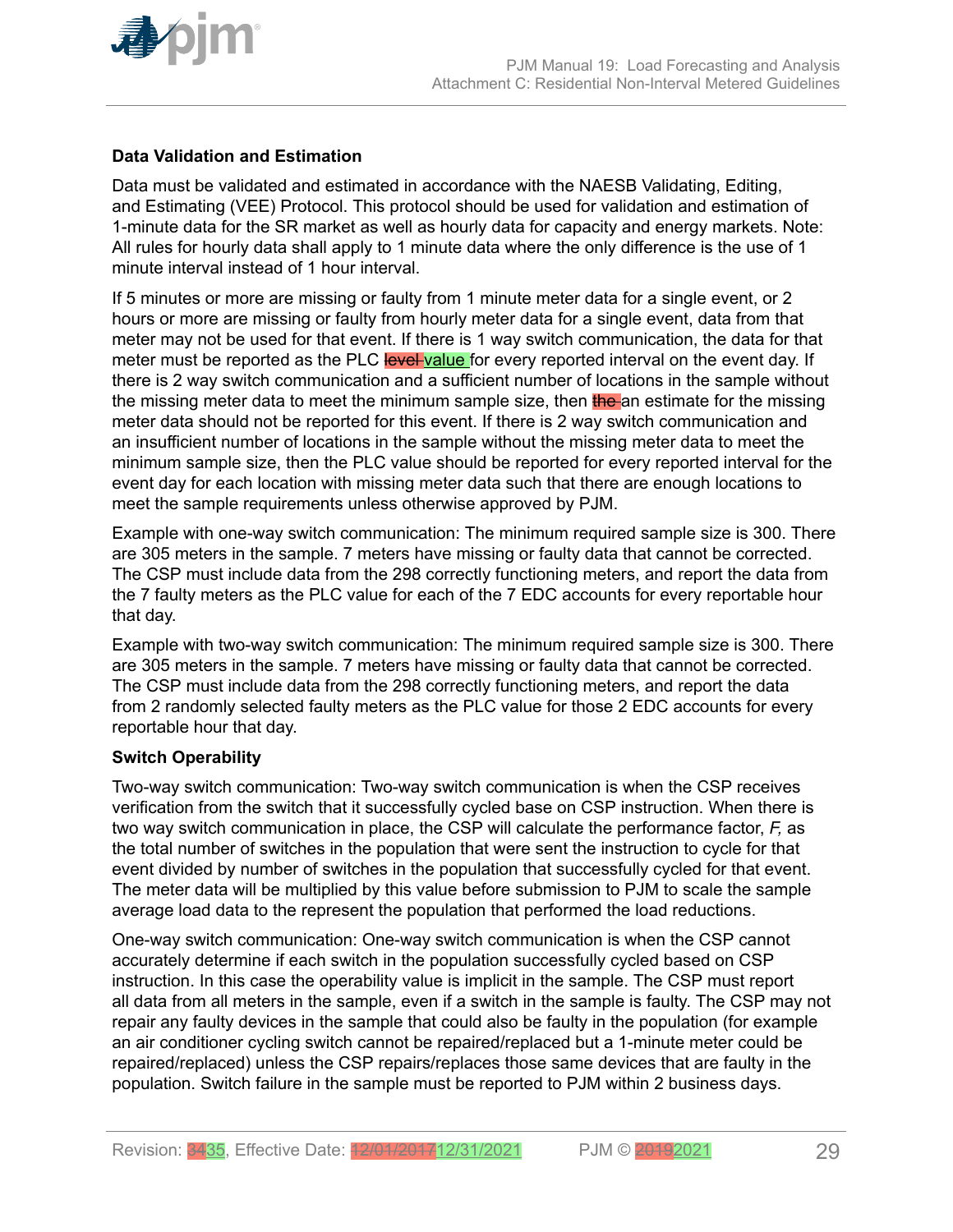**Data Validation and Estimation**

Data must be validated and estimated in accordance with the NAESB Validating, Editing, and Estimating (VEE) Protocol. This protocol should be used for validation and estimation of 1-minute data for the SR market as well as hourly data for capacity and energy markets. Note: All rules for hourly data shall apply to 1 minute data where the only difference is the use of 1 minute interval instead of 1 hour interval.

If 5 minutes or more are missing or faulty from 1 minute meter data for a single event, or 2 hours or more are missing or faulty from hourly meter data for a single event, data from that meter may not be used for that event. If there is 1 way switch communication, the data for that meter must be reported as the PLC ~~level~~ value for every reported interval on the event day. If there is 2 way switch communication and a sufficient number of locations in the sample without the missing meter data to meet the minimum sample size, then ~~the~~ an estimate for the missing meter data should not be reported for this event. If there is 2 way switch communication and an insufficient number of locations in the sample without the missing meter data to meet the minimum sample size, then the PLC value should be reported for every reported interval for the event day for each location with missing meter data such that there are enough locations to meet the sample requirements unless otherwise approved by PJM.

Example with one-way switch communication: The minimum required sample size is 300. There are 305 meters in the sample. 7 meters have missing or faulty data that cannot be corrected. The CSP must include data from the 298 correctly functioning meters, and report the data from the 7 faulty meters as the PLC value for each of the 7 EDC accounts for every reportable hour that day.

Example with two-way switch communication: The minimum required sample size is 300. There are 305 meters in the sample. 7 meters have missing or faulty data that cannot be corrected. The CSP must include data from the 298 correctly functioning meters, and report the data from 2 randomly selected faulty meters as the PLC value for those 2 EDC accounts for every reportable hour that day.

**Switch Operability**

Two-way switch communication: Two-way switch communication is when the CSP receives verification from the switch that it successfully cycled base on CSP instruction. When there is two way switch communication in place, the CSP will calculate the performance factor, *F,* as the total number of switches in the population that were sent the instruction to cycle for that event divided by number of switches in the population that successfully cycled for that event. The meter data will be multiplied by this value before submission to PJM to scale the sample average load data to the represent the population that performed the load reductions.

One-way switch communication: One-way switch communication is when the CSP cannot accurately determine if each switch in the population successfully cycled based on CSP instruction. In this case the operability value is implicit in the sample. The CSP must report all data from all meters in the sample, even if a switch in the sample is faulty. The CSP may not repair any faulty devices in the sample that could also be faulty in the population (for example an air conditioner cycling switch cannot be repaired/replaced but a 1-minute meter could be repaired/replaced) unless the CSP repairs/replaces those same devices that are faulty in the population. Switch failure in the sample must be reported to PJM within 2 business days.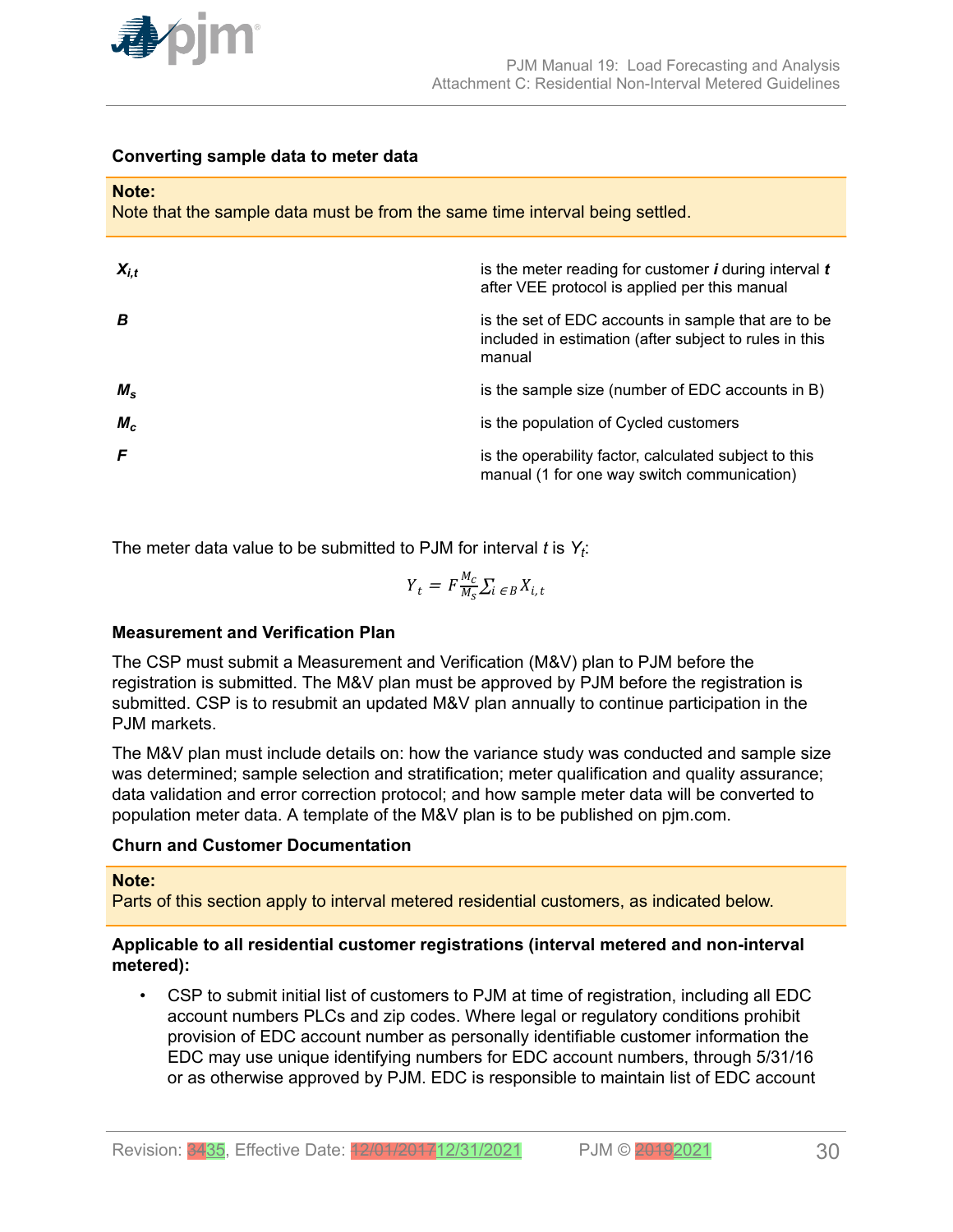**Converting sample data to meter data**

> **Note:**
> Note that the sample data must be from the same time interval being settled.

| | |
|---|---|
| $X_{i,t}$ | is the meter reading for customer ***i*** during interval ***t*** after VEE protocol is applied per this manual |
| ***B*** | is the set of EDC accounts in sample that are to be included in estimation (after subject to rules in this manual |
| $M_s$ | is the sample size (number of EDC accounts in B) |
| $M_c$ | is the population of Cycled customers |
| ***F*** | is the operability factor, calculated subject to this manual (1 for one way switch communication) |

The meter data value to be submitted to PJM for interval *t* is $Y_t$:

$$Y_t = F\frac{M_c}{M_s}\sum_{i \in B} X_{i,t}$$

**Measurement and Verification Plan**

The CSP must submit a Measurement and Verification (M&V) plan to PJM before the registration is submitted. The M&V plan must be approved by PJM before the registration is submitted. CSP is to resubmit an updated M&V plan annually to continue participation in the PJM markets.

The M&V plan must include details on: how the variance study was conducted and sample size was determined; sample selection and stratification; meter qualification and quality assurance; data validation and error correction protocol; and how sample meter data will be converted to population meter data. A template of the M&V plan is to be published on pjm.com.

**Churn and Customer Documentation**

> **Note:**
> Parts of this section apply to interval metered residential customers, as indicated below.

**Applicable to all residential customer registrations (interval metered and non-interval metered):**

- CSP to submit initial list of customers to PJM at time of registration, including all EDC account numbers PLCs and zip codes. Where legal or regulatory conditions prohibit provision of EDC account number as personally identifiable customer information the EDC may use unique identifying numbers for EDC account numbers, through 5/31/16 or as otherwise approved by PJM. EDC is responsible to maintain list of EDC account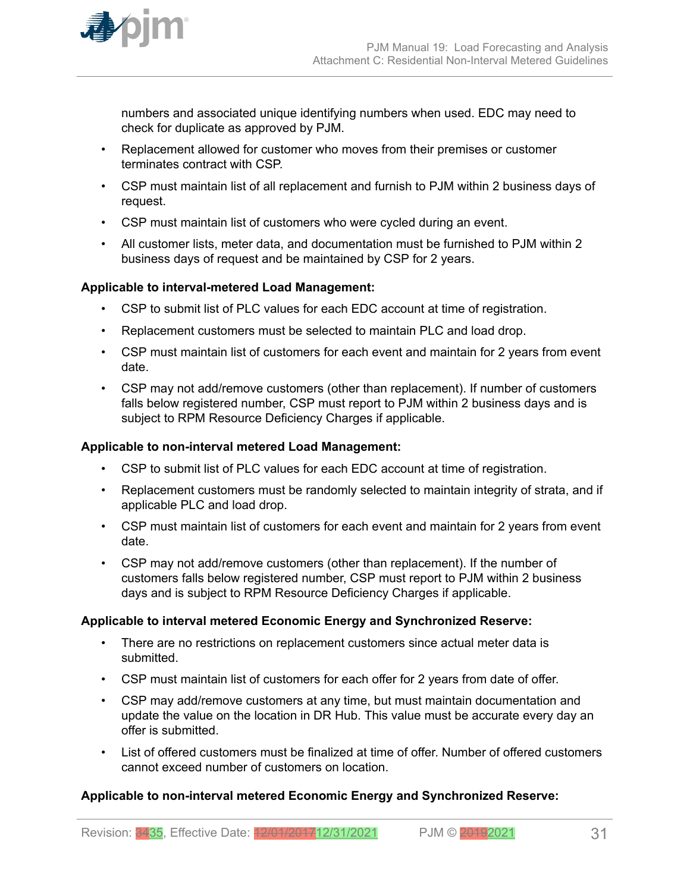numbers and associated unique identifying numbers when used. EDC may need to check for duplicate as approved by PJM.

- Replacement allowed for customer who moves from their premises or customer terminates contract with CSP.
- CSP must maintain list of all replacement and furnish to PJM within 2 business days of request.
- CSP must maintain list of customers who were cycled during an event.
- All customer lists, meter data, and documentation must be furnished to PJM within 2 business days of request and be maintained by CSP for 2 years.

**Applicable to interval-metered Load Management:**

- CSP to submit list of PLC values for each EDC account at time of registration.
- Replacement customers must be selected to maintain PLC and load drop.
- CSP must maintain list of customers for each event and maintain for 2 years from event date.
- CSP may not add/remove customers (other than replacement). If number of customers falls below registered number, CSP must report to PJM within 2 business days and is subject to RPM Resource Deficiency Charges if applicable.

**Applicable to non-interval metered Load Management:**

- CSP to submit list of PLC values for each EDC account at time of registration.
- Replacement customers must be randomly selected to maintain integrity of strata, and if applicable PLC and load drop.
- CSP must maintain list of customers for each event and maintain for 2 years from event date.
- CSP may not add/remove customers (other than replacement). If the number of customers falls below registered number, CSP must report to PJM within 2 business days and is subject to RPM Resource Deficiency Charges if applicable.

**Applicable to interval metered Economic Energy and Synchronized Reserve:**

- There are no restrictions on replacement customers since actual meter data is submitted.
- CSP must maintain list of customers for each offer for 2 years from date of offer.
- CSP may add/remove customers at any time, but must maintain documentation and update the value on the location in DR Hub. This value must be accurate every day an offer is submitted.
- List of offered customers must be finalized at time of offer. Number of offered customers cannot exceed number of customers on location.

**Applicable to non-interval metered Economic Energy and Synchronized Reserve:**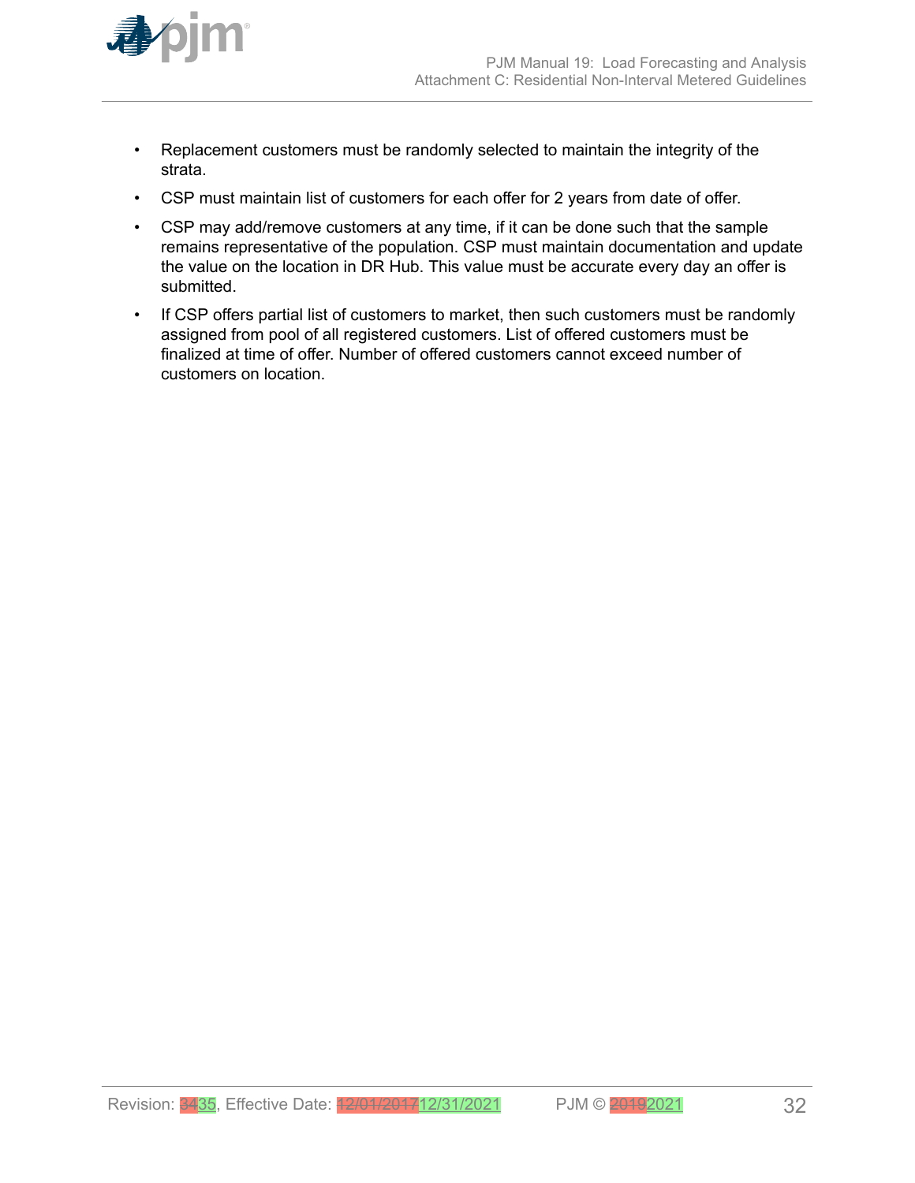- Replacement customers must be randomly selected to maintain the integrity of the strata.
- CSP must maintain list of customers for each offer for 2 years from date of offer.
- CSP may add/remove customers at any time, if it can be done such that the sample remains representative of the population. CSP must maintain documentation and update the value on the location in DR Hub. This value must be accurate every day an offer is submitted.
- If CSP offers partial list of customers to market, then such customers must be randomly assigned from pool of all registered customers. List of offered customers must be finalized at time of offer. Number of offered customers cannot exceed number of customers on location.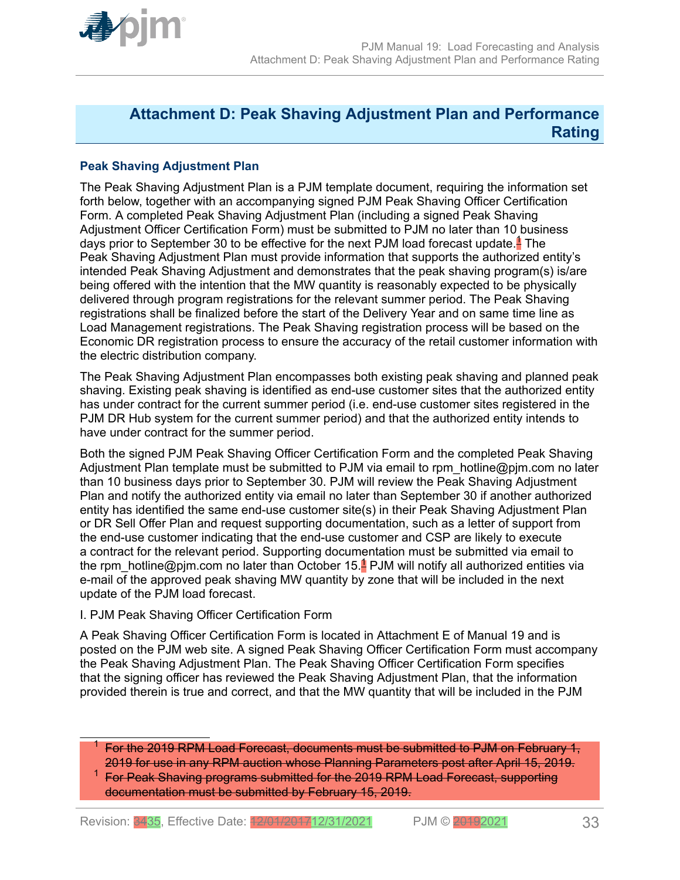# Attachment D: Peak Shaving Adjustment Plan and Performance Rating

### Peak Shaving Adjustment Plan

The Peak Shaving Adjustment Plan is a PJM template document, requiring the information set forth below, together with an accompanying signed PJM Peak Shaving Officer Certification Form. A completed Peak Shaving Adjustment Plan (including a signed Peak Shaving Adjustment Officer Certification Form) must be submitted to PJM no later than 10 business days prior to September 30 to be effective for the next PJM load forecast update.[1] The Peak Shaving Adjustment Plan must provide information that supports the authorized entity's intended Peak Shaving Adjustment and demonstrates that the peak shaving program(s) is/are being offered with the intention that the MW quantity is reasonably expected to be physically delivered through program registrations for the relevant summer period. The Peak Shaving registrations shall be finalized before the start of the Delivery Year and on same time line as Load Management registrations. The Peak Shaving registration process will be based on the Economic DR registration process to ensure the accuracy of the retail customer information with the electric distribution company.

The Peak Shaving Adjustment Plan encompasses both existing peak shaving and planned peak shaving. Existing peak shaving is identified as end-use customer sites that the authorized entity has under contract for the current summer period (i.e. end-use customer sites registered in the PJM DR Hub system for the current summer period) and that the authorized entity intends to have under contract for the summer period.

Both the signed PJM Peak Shaving Officer Certification Form and the completed Peak Shaving Adjustment Plan template must be submitted to PJM via email to rpm_hotline@pjm.com no later than 10 business days prior to September 30. PJM will review the Peak Shaving Adjustment Plan and notify the authorized entity via email no later than September 30 if another authorized entity has identified the same end-use customer site(s) in their Peak Shaving Adjustment Plan or DR Sell Offer Plan and request supporting documentation, such as a letter of support from the end-use customer indicating that the end-use customer and CSP are likely to execute a contract for the relevant period. Supporting documentation must be submitted via email to the rpm_hotline@pjm.com no later than October 15.[1] PJM will notify all authorized entities via e-mail of the approved peak shaving MW quantity by zone that will be included in the next update of the PJM load forecast.

I. PJM Peak Shaving Officer Certification Form

A Peak Shaving Officer Certification Form is located in Attachment E of Manual 19 and is posted on the PJM web site. A signed Peak Shaving Officer Certification Form must accompany the Peak Shaving Adjustment Plan. The Peak Shaving Officer Certification Form specifies that the signing officer has reviewed the Peak Shaving Adjustment Plan, that the information provided therein is true and correct, and that the MW quantity that will be included in the PJM

---

[1] ~~For the 2019 RPM Load Forecast, documents must be submitted to PJM on February 1, 2019 for use in any RPM auction whose Planning Parameters post after April 15, 2019.~~

[1] ~~For Peak Shaving programs submitted for the 2019 RPM Load Forecast, supporting documentation must be submitted by February 15, 2019.~~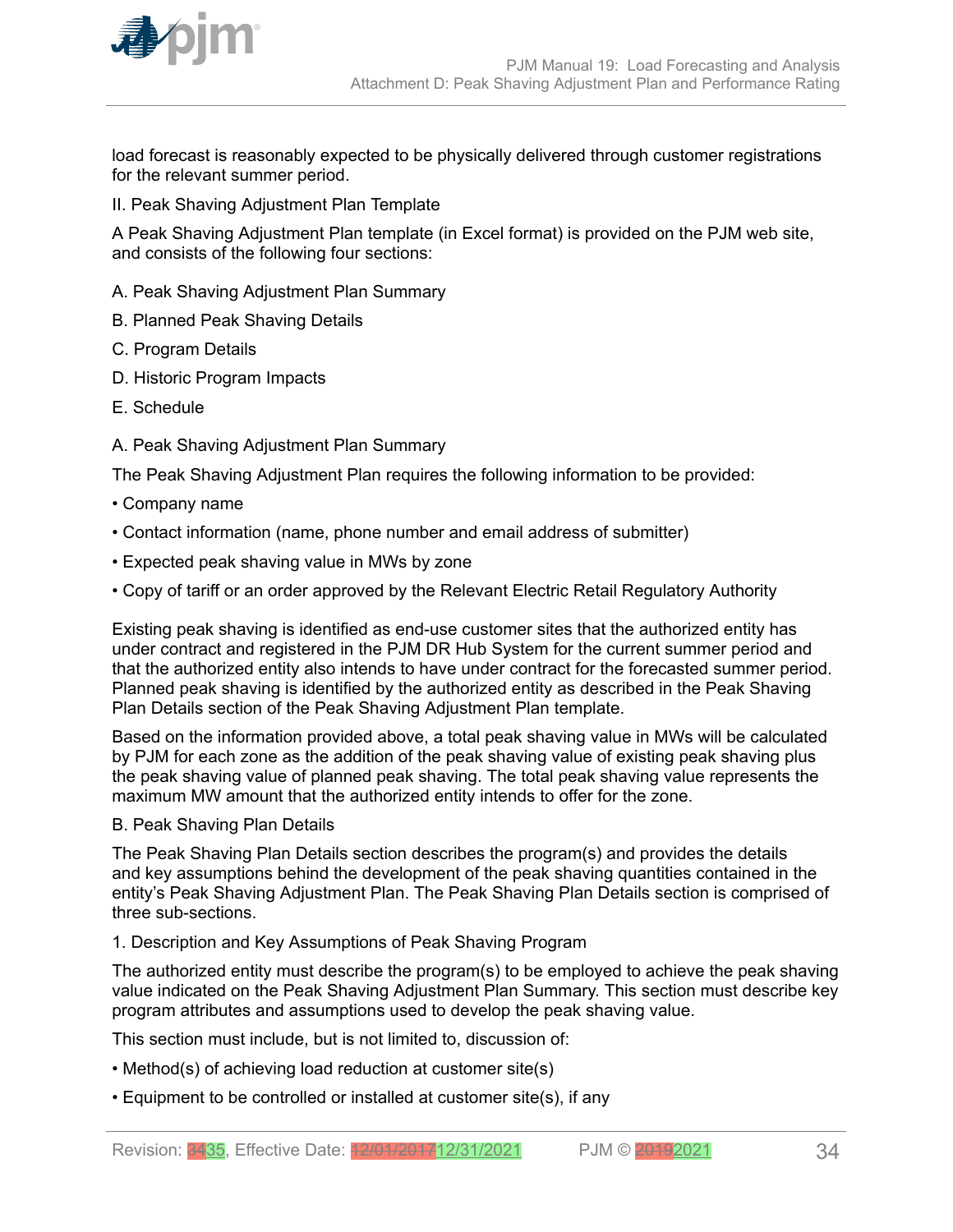load forecast is reasonably expected to be physically delivered through customer registrations for the relevant summer period.

II. Peak Shaving Adjustment Plan Template

A Peak Shaving Adjustment Plan template (in Excel format) is provided on the PJM web site, and consists of the following four sections:

A. Peak Shaving Adjustment Plan Summary

B. Planned Peak Shaving Details

C. Program Details

D. Historic Program Impacts

E. Schedule

A. Peak Shaving Adjustment Plan Summary

The Peak Shaving Adjustment Plan requires the following information to be provided:

- Company name
- Contact information (name, phone number and email address of submitter)
- Expected peak shaving value in MWs by zone
- Copy of tariff or an order approved by the Relevant Electric Retail Regulatory Authority

Existing peak shaving is identified as end-use customer sites that the authorized entity has under contract and registered in the PJM DR Hub System for the current summer period and that the authorized entity also intends to have under contract for the forecasted summer period. Planned peak shaving is identified by the authorized entity as described in the Peak Shaving Plan Details section of the Peak Shaving Adjustment Plan template.

Based on the information provided above, a total peak shaving value in MWs will be calculated by PJM for each zone as the addition of the peak shaving value of existing peak shaving plus the peak shaving value of planned peak shaving. The total peak shaving value represents the maximum MW amount that the authorized entity intends to offer for the zone.

B. Peak Shaving Plan Details

The Peak Shaving Plan Details section describes the program(s) and provides the details and key assumptions behind the development of the peak shaving quantities contained in the entity's Peak Shaving Adjustment Plan. The Peak Shaving Plan Details section is comprised of three sub-sections.

1. Description and Key Assumptions of Peak Shaving Program

The authorized entity must describe the program(s) to be employed to achieve the peak shaving value indicated on the Peak Shaving Adjustment Plan Summary. This section must describe key program attributes and assumptions used to develop the peak shaving value.

This section must include, but is not limited to, discussion of:

- Method(s) of achieving load reduction at customer site(s)
- Equipment to be controlled or installed at customer site(s), if any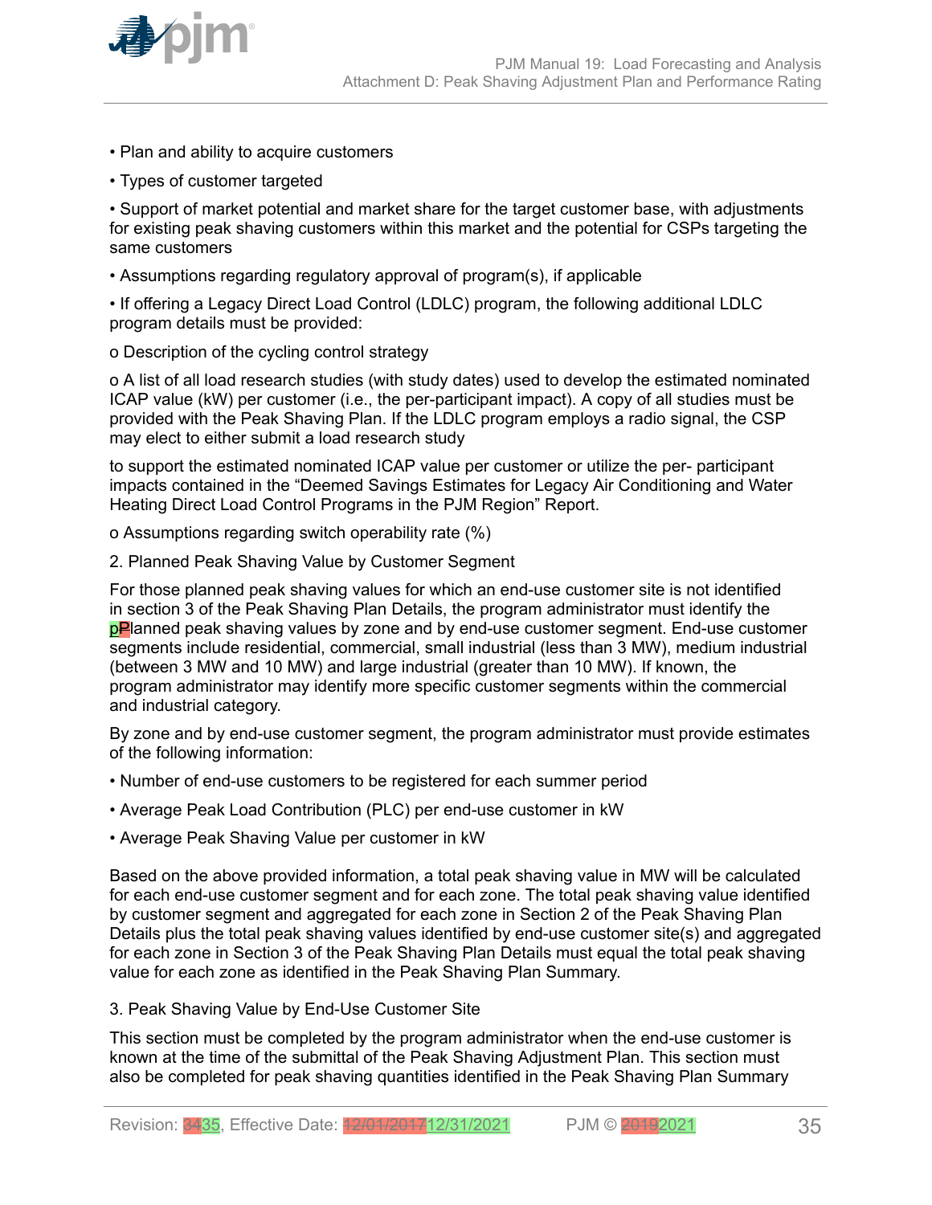• Plan and ability to acquire customers

• Types of customer targeted

• Support of market potential and market share for the target customer base, with adjustments for existing peak shaving customers within this market and the potential for CSPs targeting the same customers

• Assumptions regarding regulatory approval of program(s), if applicable

• If offering a Legacy Direct Load Control (LDLC) program, the following additional LDLC program details must be provided:

o Description of the cycling control strategy

o A list of all load research studies (with study dates) used to develop the estimated nominated ICAP value (kW) per customer (i.e., the per-participant impact). A copy of all studies must be provided with the Peak Shaving Plan. If the LDLC program employs a radio signal, the CSP may elect to either submit a load research study

to support the estimated nominated ICAP value per customer or utilize the per- participant impacts contained in the "Deemed Savings Estimates for Legacy Air Conditioning and Water Heating Direct Load Control Programs in the PJM Region" Report.

o Assumptions regarding switch operability rate (%)

2. Planned Peak Shaving Value by Customer Segment

For those planned peak shaving values for which an end-use customer site is not identified in section 3 of the Peak Shaving Plan Details, the program administrator must identify the planned peak shaving values by zone and by end-use customer segment. End-use customer segments include residential, commercial, small industrial (less than 3 MW), medium industrial (between 3 MW and 10 MW) and large industrial (greater than 10 MW). If known, the program administrator may identify more specific customer segments within the commercial and industrial category.

By zone and by end-use customer segment, the program administrator must provide estimates of the following information:

• Number of end-use customers to be registered for each summer period

• Average Peak Load Contribution (PLC) per end-use customer in kW

• Average Peak Shaving Value per customer in kW

Based on the above provided information, a total peak shaving value in MW will be calculated for each end-use customer segment and for each zone. The total peak shaving value identified by customer segment and aggregated for each zone in Section 2 of the Peak Shaving Plan Details plus the total peak shaving values identified by end-use customer site(s) and aggregated for each zone in Section 3 of the Peak Shaving Plan Details must equal the total peak shaving value for each zone as identified in the Peak Shaving Plan Summary.

3. Peak Shaving Value by End-Use Customer Site

This section must be completed by the program administrator when the end-use customer is known at the time of the submittal of the Peak Shaving Adjustment Plan. This section must also be completed for peak shaving quantities identified in the Peak Shaving Plan Summary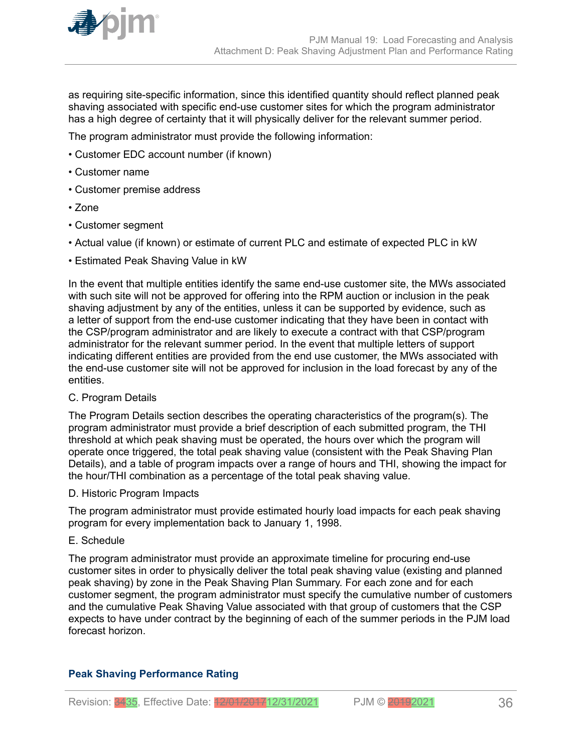as requiring site-specific information, since this identified quantity should reflect planned peak shaving associated with specific end-use customer sites for which the program administrator has a high degree of certainty that it will physically deliver for the relevant summer period.

The program administrator must provide the following information:

- Customer EDC account number (if known)
- Customer name
- Customer premise address
- Zone
- Customer segment
- Actual value (if known) or estimate of current PLC and estimate of expected PLC in kW
- Estimated Peak Shaving Value in kW

In the event that multiple entities identify the same end-use customer site, the MWs associated with such site will not be approved for offering into the RPM auction or inclusion in the peak shaving adjustment by any of the entities, unless it can be supported by evidence, such as a letter of support from the end-use customer indicating that they have been in contact with the CSP/program administrator and are likely to execute a contract with that CSP/program administrator for the relevant summer period. In the event that multiple letters of support indicating different entities are provided from the end use customer, the MWs associated with the end-use customer site will not be approved for inclusion in the load forecast by any of the entities.

C. Program Details

The Program Details section describes the operating characteristics of the program(s). The program administrator must provide a brief description of each submitted program, the THI threshold at which peak shaving must be operated, the hours over which the program will operate once triggered, the total peak shaving value (consistent with the Peak Shaving Plan Details), and a table of program impacts over a range of hours and THI, showing the impact for the hour/THI combination as a percentage of the total peak shaving value.

D. Historic Program Impacts

The program administrator must provide estimated hourly load impacts for each peak shaving program for every implementation back to January 1, 1998.

E. Schedule

The program administrator must provide an approximate timeline for procuring end-use customer sites in order to physically deliver the total peak shaving value (existing and planned peak shaving) by zone in the Peak Shaving Plan Summary. For each zone and for each customer segment, the program administrator must specify the cumulative number of customers and the cumulative Peak Shaving Value associated with that group of customers that the CSP expects to have under contract by the beginning of each of the summer periods in the PJM load forecast horizon.

## Peak Shaving Performance Rating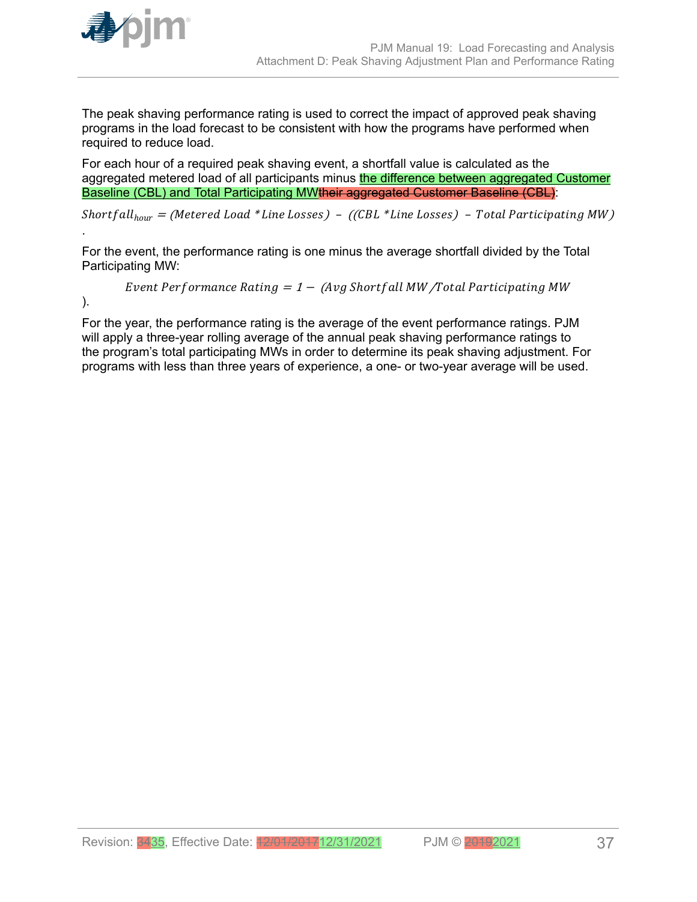The peak shaving performance rating is used to correct the impact of approved peak shaving programs in the load forecast to be consistent with how the programs have performed when required to reduce load.

For each hour of a required peak shaving event, a shortfall value is calculated as the aggregated metered load of all participants minus the difference between aggregated Customer Baseline (CBL) and Total Participating MWtheir aggregated Customer Baseline (CBL):

$$Shortfall_{hour} = (Metered\ Load * Line\ Losses) - ((CBL * Line\ Losses) - Total\ Participating\ MW)$$

.

For the event, the performance rating is one minus the average shortfall divided by the Total Participating MW:

$$Event\ Performance\ Rating = 1 - (Avg\ Shortfall\ MW / Total\ Participating\ MW)$$

).

For the year, the performance rating is the average of the event performance ratings. PJM will apply a three-year rolling average of the annual peak shaving performance ratings to the program's total participating MWs in order to determine its peak shaving adjustment. For programs with less than three years of experience, a one- or two-year average will be used.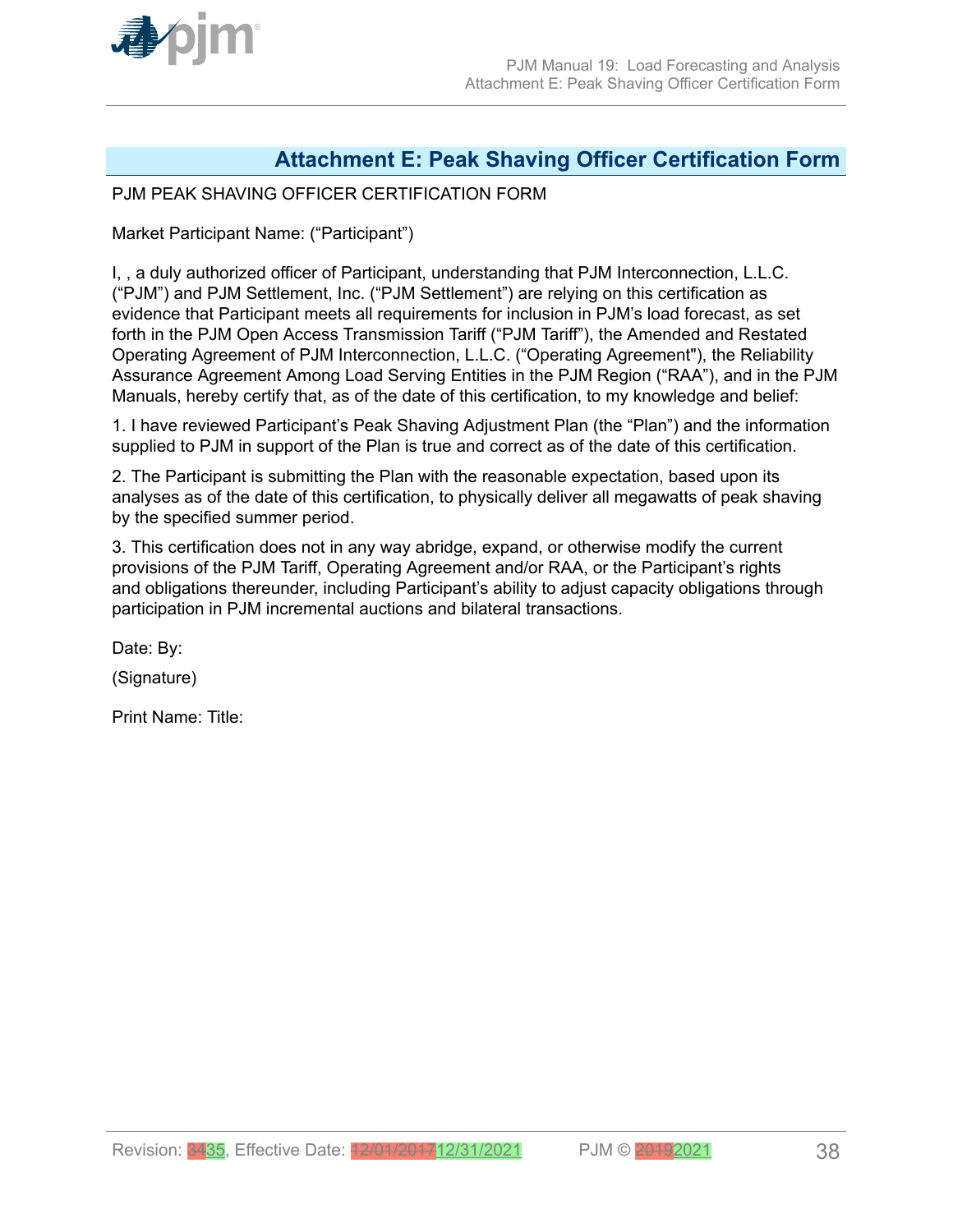# Attachment E: Peak Shaving Officer Certification Form

PJM PEAK SHAVING OFFICER CERTIFICATION FORM

Market Participant Name: ("Participant")

I, , a duly authorized officer of Participant, understanding that PJM Interconnection, L.L.C. ("PJM") and PJM Settlement, Inc. ("PJM Settlement") are relying on this certification as evidence that Participant meets all requirements for inclusion in PJM's load forecast, as set forth in the PJM Open Access Transmission Tariff ("PJM Tariff"), the Amended and Restated Operating Agreement of PJM Interconnection, L.L.C. ("Operating Agreement"), the Reliability Assurance Agreement Among Load Serving Entities in the PJM Region ("RAA"), and in the PJM Manuals, hereby certify that, as of the date of this certification, to my knowledge and belief:

1. I have reviewed Participant's Peak Shaving Adjustment Plan (the "Plan") and the information supplied to PJM in support of the Plan is true and correct as of the date of this certification.

2. The Participant is submitting the Plan with the reasonable expectation, based upon its analyses as of the date of this certification, to physically deliver all megawatts of peak shaving by the specified summer period.

3. This certification does not in any way abridge, expand, or otherwise modify the current provisions of the PJM Tariff, Operating Agreement and/or RAA, or the Participant's rights and obligations thereunder, including Participant's ability to adjust capacity obligations through participation in PJM incremental auctions and bilateral transactions.

Date: By:

(Signature)

Print Name: Title: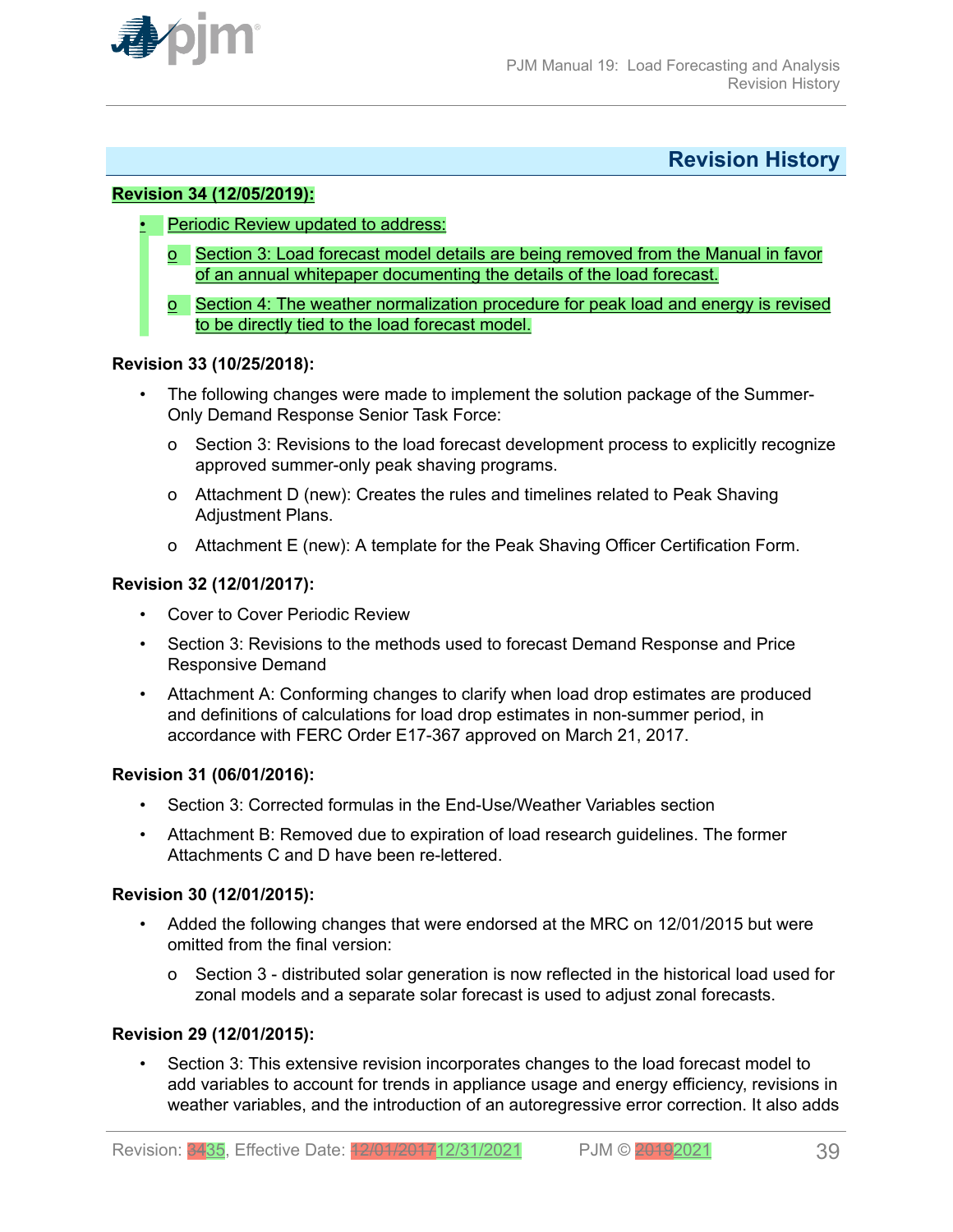## Revision History

**Revision 34 (12/05/2019):**

- Periodic Review updated to address:
  - Section 3: Load forecast model details are being removed from the Manual in favor of an annual whitepaper documenting the details of the load forecast.
  - Section 4: The weather normalization procedure for peak load and energy is revised to be directly tied to the load forecast model.

**Revision 33 (10/25/2018):**

- The following changes were made to implement the solution package of the Summer-Only Demand Response Senior Task Force:
  - Section 3: Revisions to the load forecast development process to explicitly recognize approved summer-only peak shaving programs.
  - Attachment D (new): Creates the rules and timelines related to Peak Shaving Adjustment Plans.
  - Attachment E (new): A template for the Peak Shaving Officer Certification Form.

**Revision 32 (12/01/2017):**

- Cover to Cover Periodic Review
- Section 3: Revisions to the methods used to forecast Demand Response and Price Responsive Demand
- Attachment A: Conforming changes to clarify when load drop estimates are produced and definitions of calculations for load drop estimates in non-summer period, in accordance with FERC Order E17-367 approved on March 21, 2017.

**Revision 31 (06/01/2016):**

- Section 3: Corrected formulas in the End-Use/Weather Variables section
- Attachment B: Removed due to expiration of load research guidelines. The former Attachments C and D have been re-lettered.

**Revision 30 (12/01/2015):**

- Added the following changes that were endorsed at the MRC on 12/01/2015 but were omitted from the final version:
  - Section 3 - distributed solar generation is now reflected in the historical load used for zonal models and a separate solar forecast is used to adjust zonal forecasts.

**Revision 29 (12/01/2015):**

- Section 3: This extensive revision incorporates changes to the load forecast model to add variables to account for trends in appliance usage and energy efficiency, revisions in weather variables, and the introduction of an autoregressive error correction. It also adds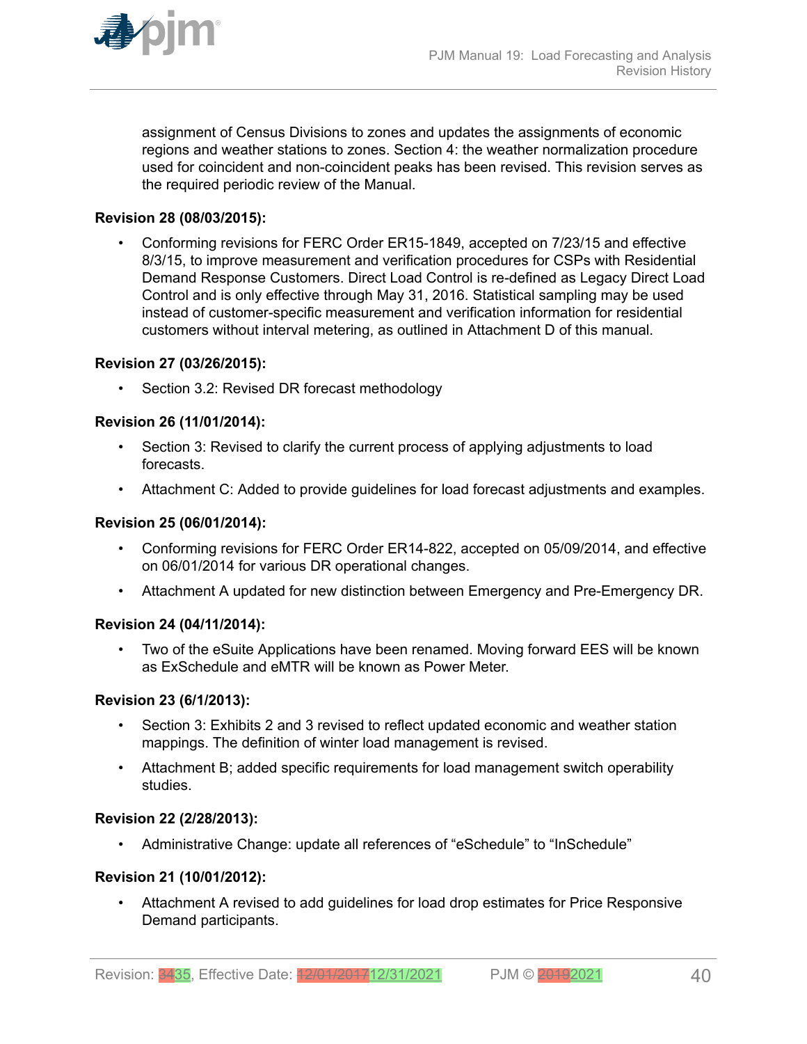assignment of Census Divisions to zones and updates the assignments of economic regions and weather stations to zones. Section 4: the weather normalization procedure used for coincident and non-coincident peaks has been revised. This revision serves as the required periodic review of the Manual.

**Revision 28 (08/03/2015):**

- Conforming revisions for FERC Order ER15-1849, accepted on 7/23/15 and effective 8/3/15, to improve measurement and verification procedures for CSPs with Residential Demand Response Customers. Direct Load Control is re-defined as Legacy Direct Load Control and is only effective through May 31, 2016. Statistical sampling may be used instead of customer-specific measurement and verification information for residential customers without interval metering, as outlined in Attachment D of this manual.

**Revision 27 (03/26/2015):**

- Section 3.2: Revised DR forecast methodology

**Revision 26 (11/01/2014):**

- Section 3: Revised to clarify the current process of applying adjustments to load forecasts.
- Attachment C: Added to provide guidelines for load forecast adjustments and examples.

**Revision 25 (06/01/2014):**

- Conforming revisions for FERC Order ER14-822, accepted on 05/09/2014, and effective on 06/01/2014 for various DR operational changes.
- Attachment A updated for new distinction between Emergency and Pre-Emergency DR.

**Revision 24 (04/11/2014):**

- Two of the eSuite Applications have been renamed. Moving forward EES will be known as ExSchedule and eMTR will be known as Power Meter.

**Revision 23 (6/1/2013):**

- Section 3: Exhibits 2 and 3 revised to reflect updated economic and weather station mappings. The definition of winter load management is revised.
- Attachment B; added specific requirements for load management switch operability studies.

**Revision 22 (2/28/2013):**

- Administrative Change: update all references of "eSchedule" to "InSchedule"

**Revision 21 (10/01/2012):**

- Attachment A revised to add guidelines for load drop estimates for Price Responsive Demand participants.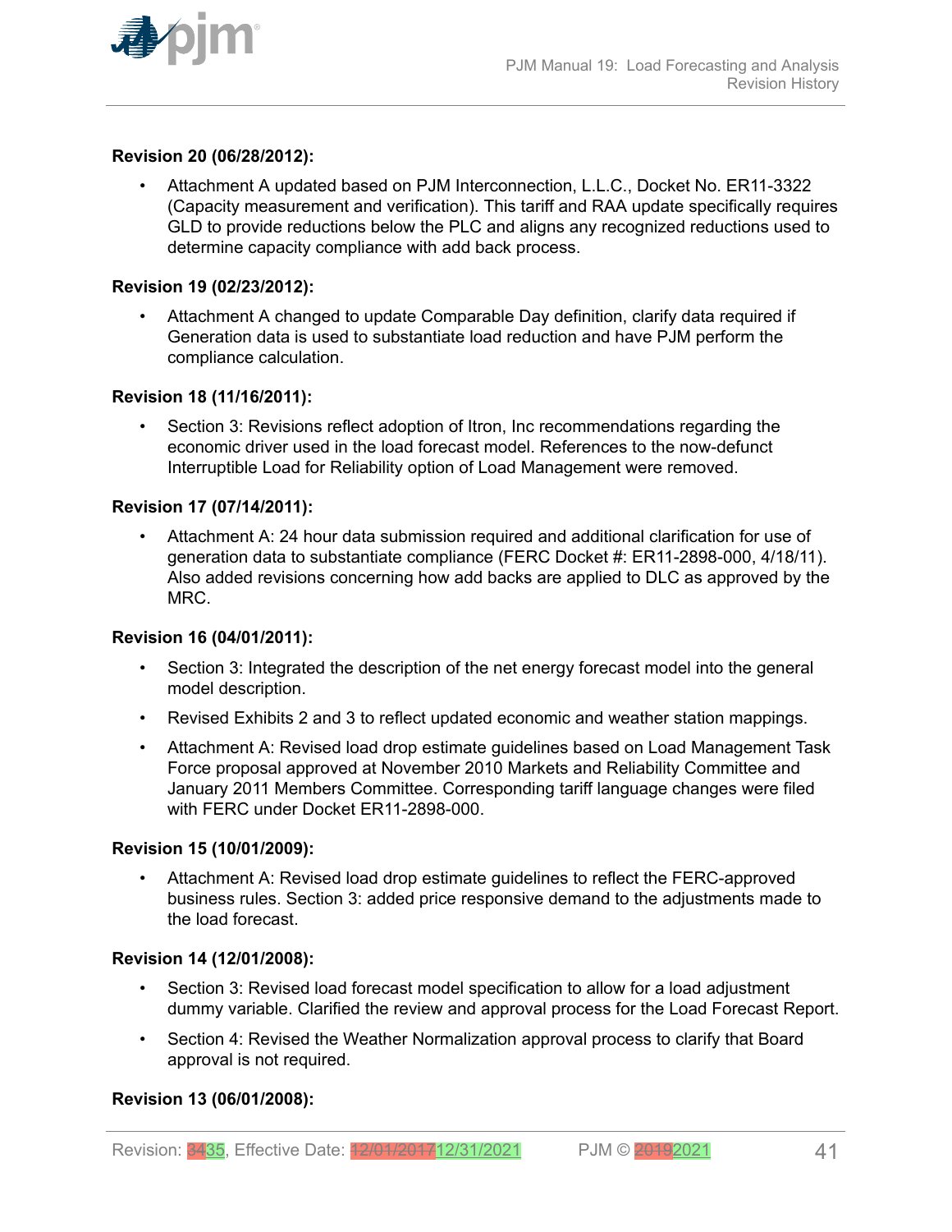**Revision 20 (06/28/2012):**

- Attachment A updated based on PJM Interconnection, L.L.C., Docket No. ER11-3322 (Capacity measurement and verification). This tariff and RAA update specifically requires GLD to provide reductions below the PLC and aligns any recognized reductions used to determine capacity compliance with add back process.

**Revision 19 (02/23/2012):**

- Attachment A changed to update Comparable Day definition, clarify data required if Generation data is used to substantiate load reduction and have PJM perform the compliance calculation.

**Revision 18 (11/16/2011):**

- Section 3: Revisions reflect adoption of Itron, Inc recommendations regarding the economic driver used in the load forecast model. References to the now-defunct Interruptible Load for Reliability option of Load Management were removed.

**Revision 17 (07/14/2011):**

- Attachment A: 24 hour data submission required and additional clarification for use of generation data to substantiate compliance (FERC Docket #: ER11-2898-000, 4/18/11). Also added revisions concerning how add backs are applied to DLC as approved by the MRC.

**Revision 16 (04/01/2011):**

- Section 3: Integrated the description of the net energy forecast model into the general model description.
- Revised Exhibits 2 and 3 to reflect updated economic and weather station mappings.
- Attachment A: Revised load drop estimate guidelines based on Load Management Task Force proposal approved at November 2010 Markets and Reliability Committee and January 2011 Members Committee. Corresponding tariff language changes were filed with FERC under Docket ER11-2898-000.

**Revision 15 (10/01/2009):**

- Attachment A: Revised load drop estimate guidelines to reflect the FERC-approved business rules. Section 3: added price responsive demand to the adjustments made to the load forecast.

**Revision 14 (12/01/2008):**

- Section 3: Revised load forecast model specification to allow for a load adjustment dummy variable. Clarified the review and approval process for the Load Forecast Report.
- Section 4: Revised the Weather Normalization approval process to clarify that Board approval is not required.

**Revision 13 (06/01/2008):**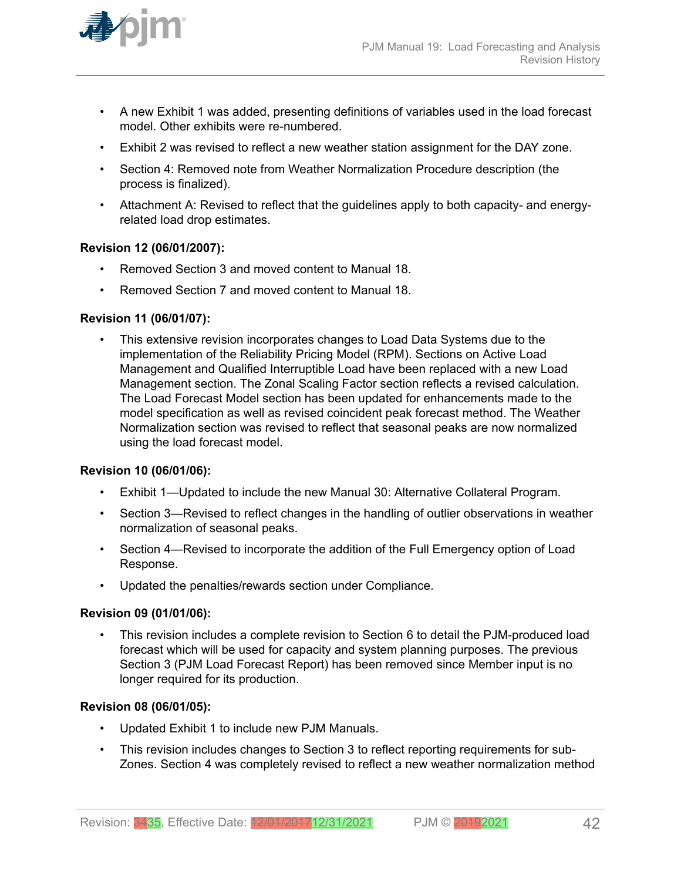- A new Exhibit 1 was added, presenting definitions of variables used in the load forecast model. Other exhibits were re-numbered.
- Exhibit 2 was revised to reflect a new weather station assignment for the DAY zone.
- Section 4: Removed note from Weather Normalization Procedure description (the process is finalized).
- Attachment A: Revised to reflect that the guidelines apply to both capacity- and energy-related load drop estimates.

**Revision 12 (06/01/2007):**

- Removed Section 3 and moved content to Manual 18.
- Removed Section 7 and moved content to Manual 18.

**Revision 11 (06/01/07):**

- This extensive revision incorporates changes to Load Data Systems due to the implementation of the Reliability Pricing Model (RPM). Sections on Active Load Management and Qualified Interruptible Load have been replaced with a new Load Management section. The Zonal Scaling Factor section reflects a revised calculation. The Load Forecast Model section has been updated for enhancements made to the model specification as well as revised coincident peak forecast method. The Weather Normalization section was revised to reflect that seasonal peaks are now normalized using the load forecast model.

**Revision 10 (06/01/06):**

- Exhibit 1—Updated to include the new Manual 30: Alternative Collateral Program.
- Section 3—Revised to reflect changes in the handling of outlier observations in weather normalization of seasonal peaks.
- Section 4—Revised to incorporate the addition of the Full Emergency option of Load Response.
- Updated the penalties/rewards section under Compliance.

**Revision 09 (01/01/06):**

- This revision includes a complete revision to Section 6 to detail the PJM-produced load forecast which will be used for capacity and system planning purposes. The previous Section 3 (PJM Load Forecast Report) has been removed since Member input is no longer required for its production.

**Revision 08 (06/01/05):**

- Updated Exhibit 1 to include new PJM Manuals.
- This revision includes changes to Section 3 to reflect reporting requirements for sub-Zones. Section 4 was completely revised to reflect a new weather normalization method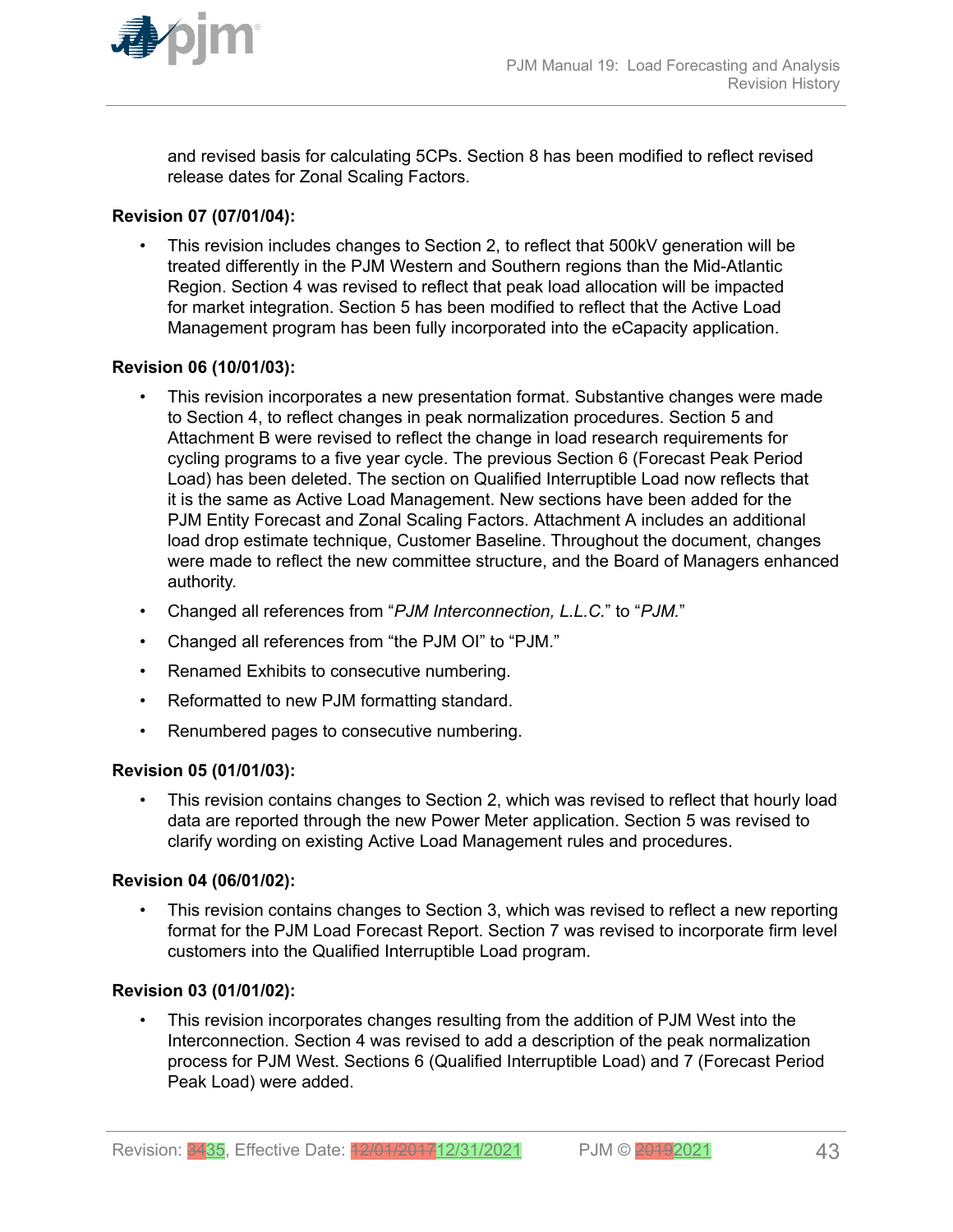and revised basis for calculating 5CPs. Section 8 has been modified to reflect revised release dates for Zonal Scaling Factors.

**Revision 07 (07/01/04):**

- This revision includes changes to Section 2, to reflect that 500kV generation will be treated differently in the PJM Western and Southern regions than the Mid-Atlantic Region. Section 4 was revised to reflect that peak load allocation will be impacted for market integration. Section 5 has been modified to reflect that the Active Load Management program has been fully incorporated into the eCapacity application.

**Revision 06 (10/01/03):**

- This revision incorporates a new presentation format. Substantive changes were made to Section 4, to reflect changes in peak normalization procedures. Section 5 and Attachment B were revised to reflect the change in load research requirements for cycling programs to a five year cycle. The previous Section 6 (Forecast Peak Period Load) has been deleted. The section on Qualified Interruptible Load now reflects that it is the same as Active Load Management. New sections have been added for the PJM Entity Forecast and Zonal Scaling Factors. Attachment A includes an additional load drop estimate technique, Customer Baseline. Throughout the document, changes were made to reflect the new committee structure, and the Board of Managers enhanced authority.
- Changed all references from "*PJM Interconnection, L.L.C.*" to "*PJM.*"
- Changed all references from "the PJM OI" to "PJM."
- Renamed Exhibits to consecutive numbering.
- Reformatted to new PJM formatting standard.
- Renumbered pages to consecutive numbering.

**Revision 05 (01/01/03):**

- This revision contains changes to Section 2, which was revised to reflect that hourly load data are reported through the new Power Meter application. Section 5 was revised to clarify wording on existing Active Load Management rules and procedures.

**Revision 04 (06/01/02):**

- This revision contains changes to Section 3, which was revised to reflect a new reporting format for the PJM Load Forecast Report. Section 7 was revised to incorporate firm level customers into the Qualified Interruptible Load program.

**Revision 03 (01/01/02):**

- This revision incorporates changes resulting from the addition of PJM West into the Interconnection. Section 4 was revised to add a description of the peak normalization process for PJM West. Sections 6 (Qualified Interruptible Load) and 7 (Forecast Period Peak Load) were added.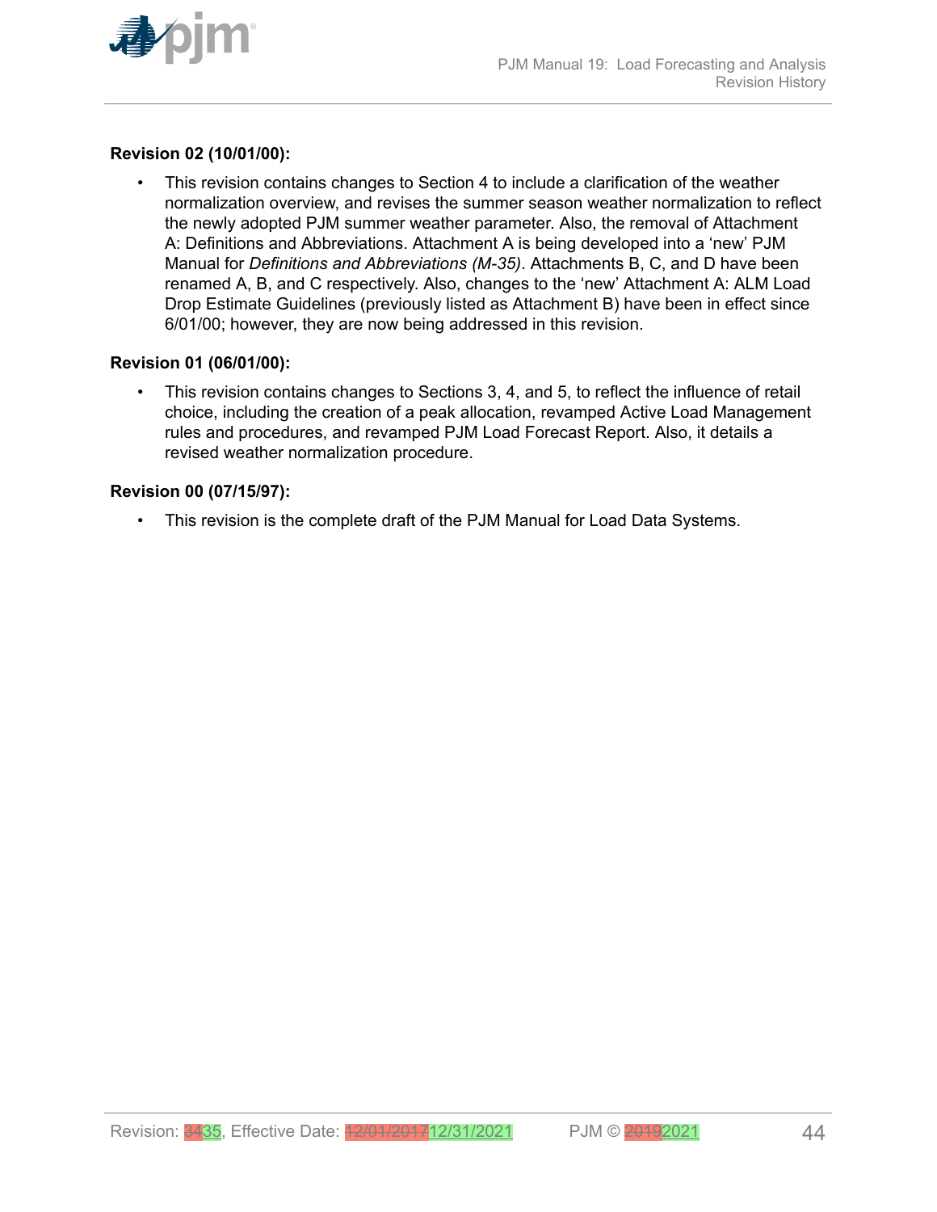**Revision 02 (10/01/00):**

- This revision contains changes to Section 4 to include a clarification of the weather normalization overview, and revises the summer season weather normalization to reflect the newly adopted PJM summer weather parameter. Also, the removal of Attachment A: Definitions and Abbreviations. Attachment A is being developed into a 'new' PJM Manual for *Definitions and Abbreviations (M-35)*. Attachments B, C, and D have been renamed A, B, and C respectively. Also, changes to the 'new' Attachment A: ALM Load Drop Estimate Guidelines (previously listed as Attachment B) have been in effect since 6/01/00; however, they are now being addressed in this revision.

**Revision 01 (06/01/00):**

- This revision contains changes to Sections 3, 4, and 5, to reflect the influence of retail choice, including the creation of a peak allocation, revamped Active Load Management rules and procedures, and revamped PJM Load Forecast Report. Also, it details a revised weather normalization procedure.

**Revision 00 (07/15/97):**

- This revision is the complete draft of the PJM Manual for Load Data Systems.